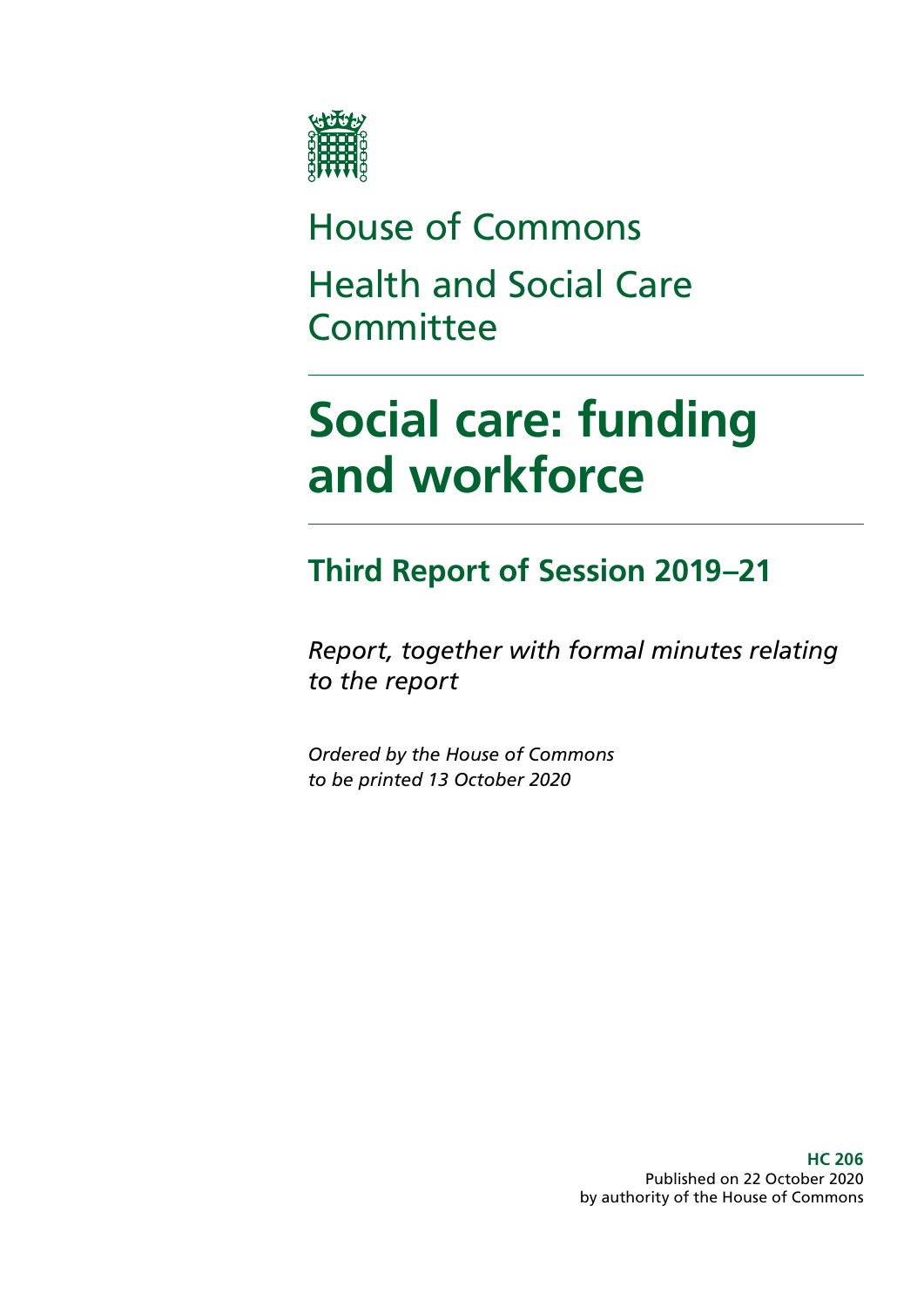House of Commons

Health and Social Care Committee

# Social care: funding and workforce

## Third Report of Session 2019–21

*Report, together with formal minutes relating to the report*

*Ordered by the House of Commons to be printed 13 October 2020*

**HC 206**
Published on 22 October 2020
by authority of the House of Commons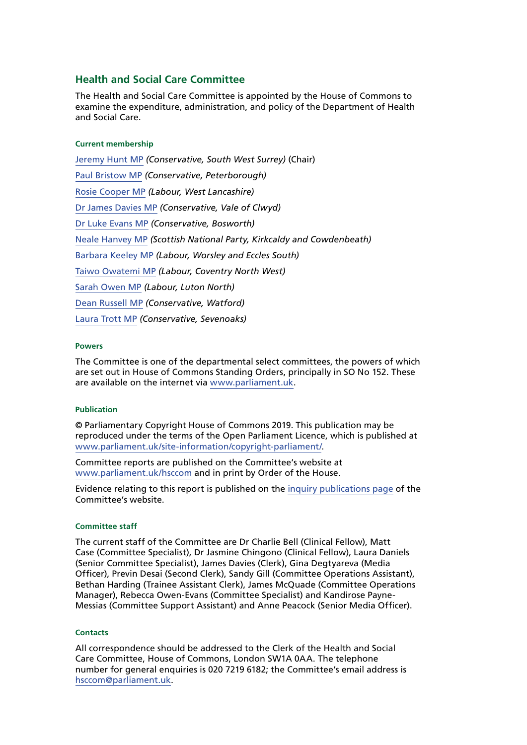## Health and Social Care Committee

The Health and Social Care Committee is appointed by the House of Commons to examine the expenditure, administration, and policy of the Department of Health and Social Care.

#### Current membership

[Jeremy Hunt MP](https://www.parliament.uk) *(Conservative, South West Surrey)* (Chair)

Paul Bristow MP *(Conservative, Peterborough)*

Rosie Cooper MP *(Labour, West Lancashire)*

Dr James Davies MP *(Conservative, Vale of Clwyd)*

Dr Luke Evans MP *(Conservative, Bosworth)*

Neale Hanvey MP *(Scottish National Party, Kirkcaldy and Cowdenbeath)*

Barbara Keeley MP *(Labour, Worsley and Eccles South)*

Taiwo Owatemi MP *(Labour, Coventry North West)*

Sarah Owen MP *(Labour, Luton North)*

Dean Russell MP *(Conservative, Watford)*

Laura Trott MP *(Conservative, Sevenoaks)*

#### Powers

The Committee is one of the departmental select committees, the powers of which are set out in House of Commons Standing Orders, principally in SO No 152. These are available on the internet via www.parliament.uk.

#### Publication

© Parliamentary Copyright House of Commons 2019. This publication may be reproduced under the terms of the Open Parliament Licence, which is published at www.parliament.uk/site-information/copyright-parliament/.

Committee reports are published on the Committee's website at www.parliament.uk/hsccom and in print by Order of the House.

Evidence relating to this report is published on the inquiry publications page of the Committee's website.

#### Committee staff

The current staff of the Committee are Dr Charlie Bell (Clinical Fellow), Matt Case (Committee Specialist), Dr Jasmine Chingono (Clinical Fellow), Laura Daniels (Senior Committee Specialist), James Davies (Clerk), Gina Degtyareva (Media Officer), Previn Desai (Second Clerk), Sandy Gill (Committee Operations Assistant), Bethan Harding (Trainee Assistant Clerk), James McQuade (Committee Operations Manager), Rebecca Owen-Evans (Committee Specialist) and Kandirose Payne-Messias (Committee Support Assistant) and Anne Peacock (Senior Media Officer).

#### Contacts

All correspondence should be addressed to the Clerk of the Health and Social Care Committee, House of Commons, London SW1A 0AA. The telephone number for general enquiries is 020 7219 6182; the Committee's email address is hsccom@parliament.uk.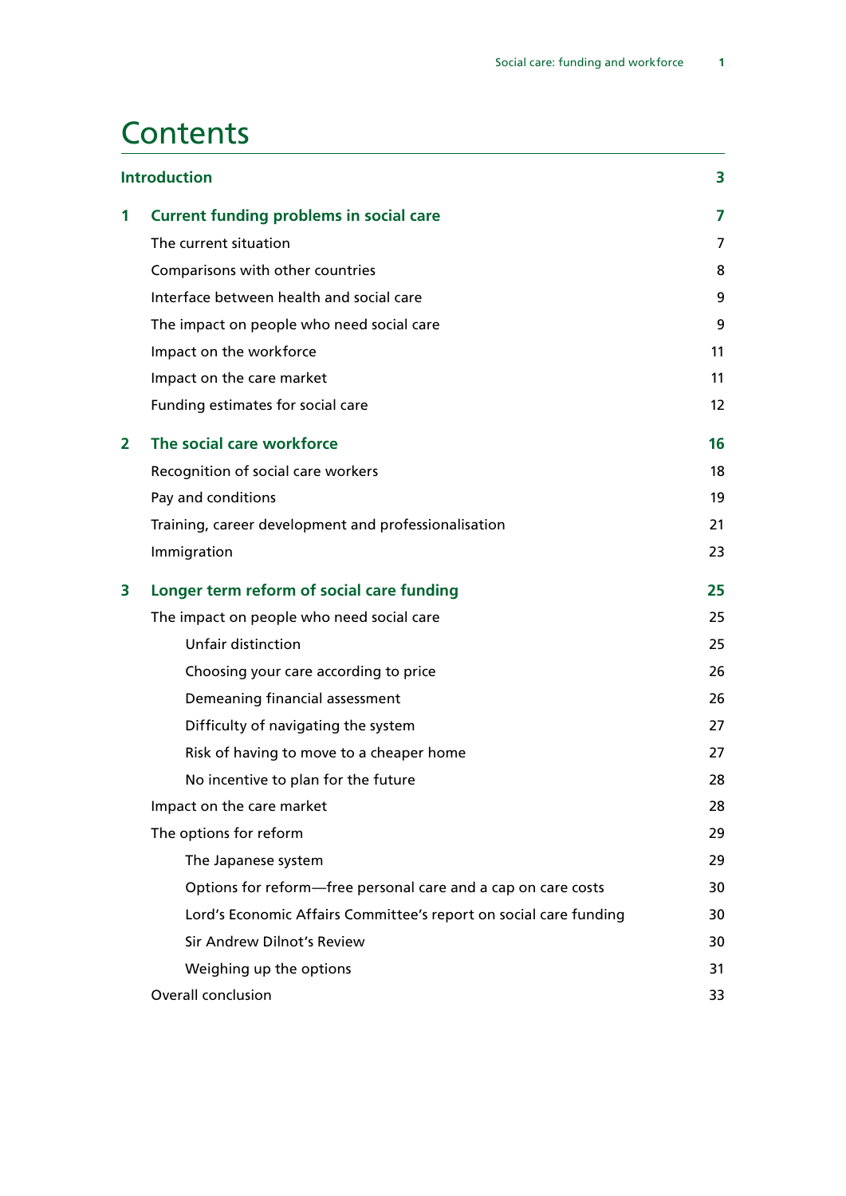# Contents

| | | |
|---|---|---|
| **Introduction** | | **3** |
| **1** | **Current funding problems in social care** | **7** |
| | The current situation | 7 |
| | Comparisons with other countries | 8 |
| | Interface between health and social care | 9 |
| | The impact on people who need social care | 9 |
| | Impact on the workforce | 11 |
| | Impact on the care market | 11 |
| | Funding estimates for social care | 12 |
| **2** | **The social care workforce** | **16** |
| | Recognition of social care workers | 18 |
| | Pay and conditions | 19 |
| | Training, career development and professionalisation | 21 |
| | Immigration | 23 |
| **3** | **Longer term reform of social care funding** | **25** |
| | The impact on people who need social care | 25 |
| | Unfair distinction | 25 |
| | Choosing your care according to price | 26 |
| | Demeaning financial assessment | 26 |
| | Difficulty of navigating the system | 27 |
| | Risk of having to move to a cheaper home | 27 |
| | No incentive to plan for the future | 28 |
| | Impact on the care market | 28 |
| | The options for reform | 29 |
| | The Japanese system | 29 |
| | Options for reform—free personal care and a cap on care costs | 30 |
| | Lord's Economic Affairs Committee's report on social care funding | 30 |
| | Sir Andrew Dilnot's Review | 30 |
| | Weighing up the options | 31 |
| | Overall conclusion | 33 |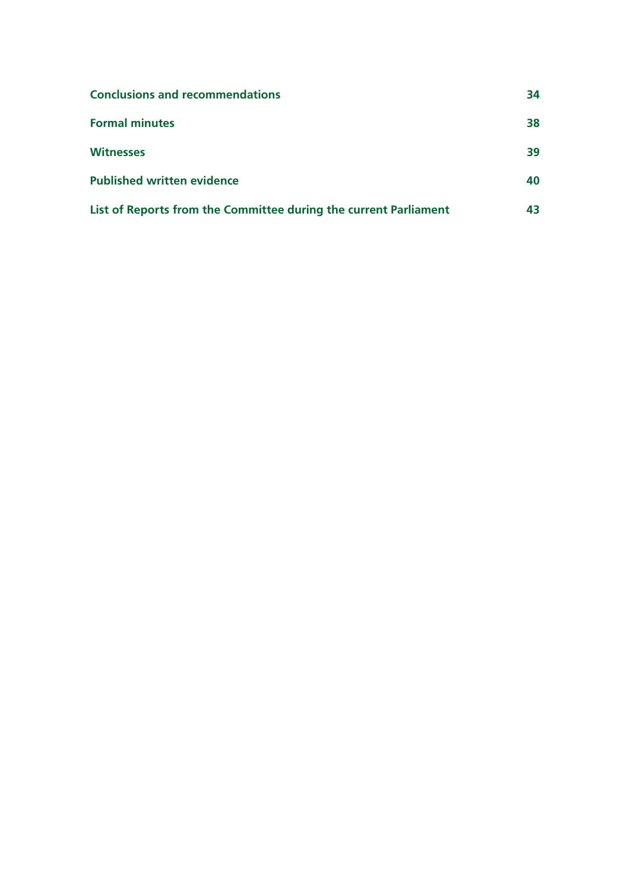| | |
|---|---|
| **Conclusions and recommendations** | **34** |
| **Formal minutes** | **38** |
| **Witnesses** | **39** |
| **Published written evidence** | **40** |
| **List of Reports from the Committee during the current Parliament** | **43** |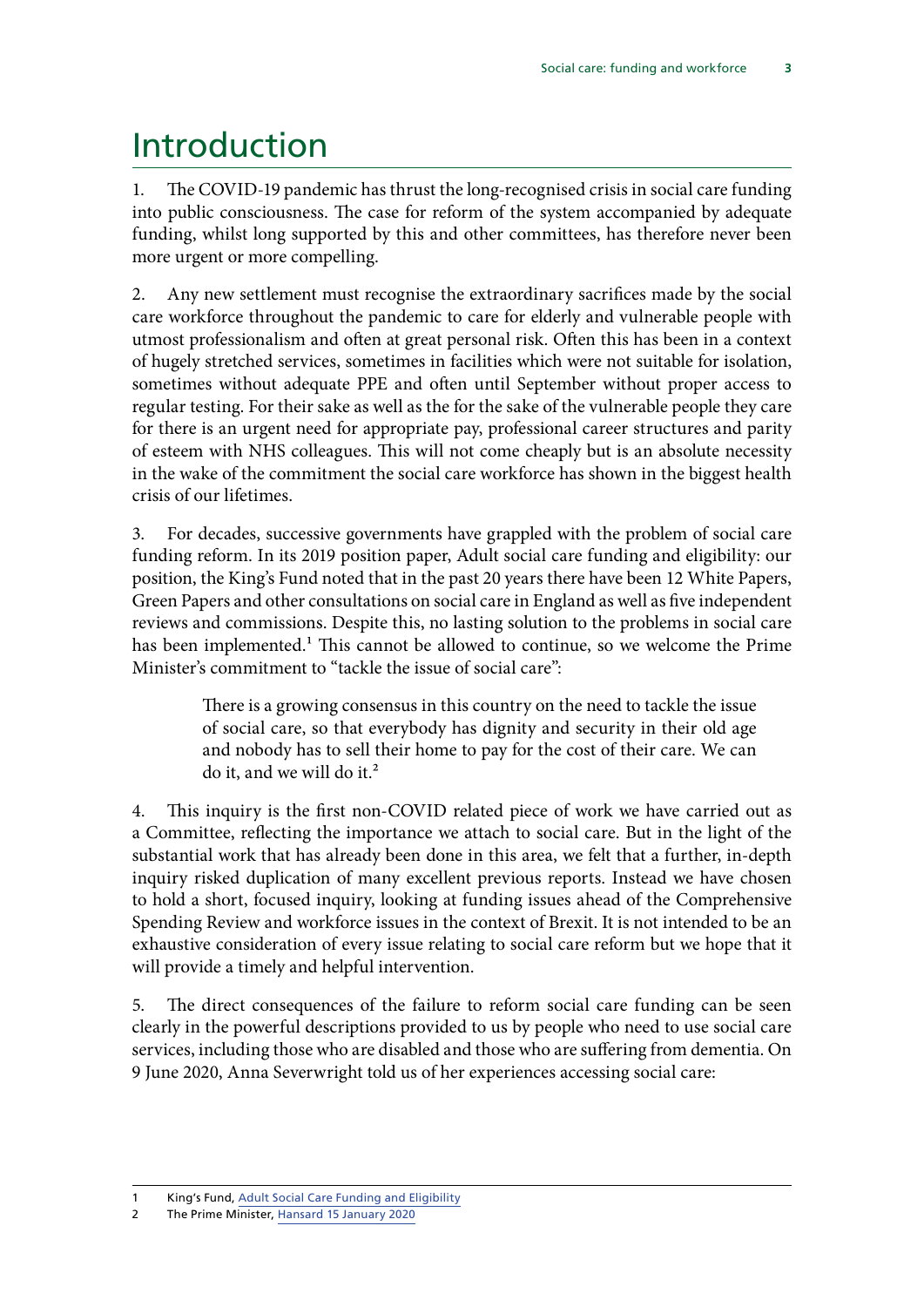# Introduction

1. The COVID-19 pandemic has thrust the long-recognised crisis in social care funding into public consciousness. The case for reform of the system accompanied by adequate funding, whilst long supported by this and other committees, has therefore never been more urgent or more compelling.

2. Any new settlement must recognise the extraordinary sacrifices made by the social care workforce throughout the pandemic to care for elderly and vulnerable people with utmost professionalism and often at great personal risk. Often this has been in a context of hugely stretched services, sometimes in facilities which were not suitable for isolation, sometimes without adequate PPE and often until September without proper access to regular testing. For their sake as well as the for the sake of the vulnerable people they care for there is an urgent need for appropriate pay, professional career structures and parity of esteem with NHS colleagues. This will not come cheaply but is an absolute necessity in the wake of the commitment the social care workforce has shown in the biggest health crisis of our lifetimes.

3. For decades, successive governments have grappled with the problem of social care funding reform. In its 2019 position paper, Adult social care funding and eligibility: our position, the King's Fund noted that in the past 20 years there have been 12 White Papers, Green Papers and other consultations on social care in England as well as five independent reviews and commissions. Despite this, no lasting solution to the problems in social care has been implemented.[1] This cannot be allowed to continue, so we welcome the Prime Minister's commitment to "tackle the issue of social care":

> There is a growing consensus in this country on the need to tackle the issue of social care, so that everybody has dignity and security in their old age and nobody has to sell their home to pay for the cost of their care. We can do it, and we will do it.[2]

4. This inquiry is the first non-COVID related piece of work we have carried out as a Committee, reflecting the importance we attach to social care. But in the light of the substantial work that has already been done in this area, we felt that a further, in-depth inquiry risked duplication of many excellent previous reports. Instead we have chosen to hold a short, focused inquiry, looking at funding issues ahead of the Comprehensive Spending Review and workforce issues in the context of Brexit. It is not intended to be an exhaustive consideration of every issue relating to social care reform but we hope that it will provide a timely and helpful intervention.

5. The direct consequences of the failure to reform social care funding can be seen clearly in the powerful descriptions provided to us by people who need to use social care services, including those who are disabled and those who are suffering from dementia. On 9 June 2020, Anna Severwright told us of her experiences accessing social care:

---

1 King's Fund, Adult Social Care Funding and Eligibility

2 The Prime Minister, Hansard 15 January 2020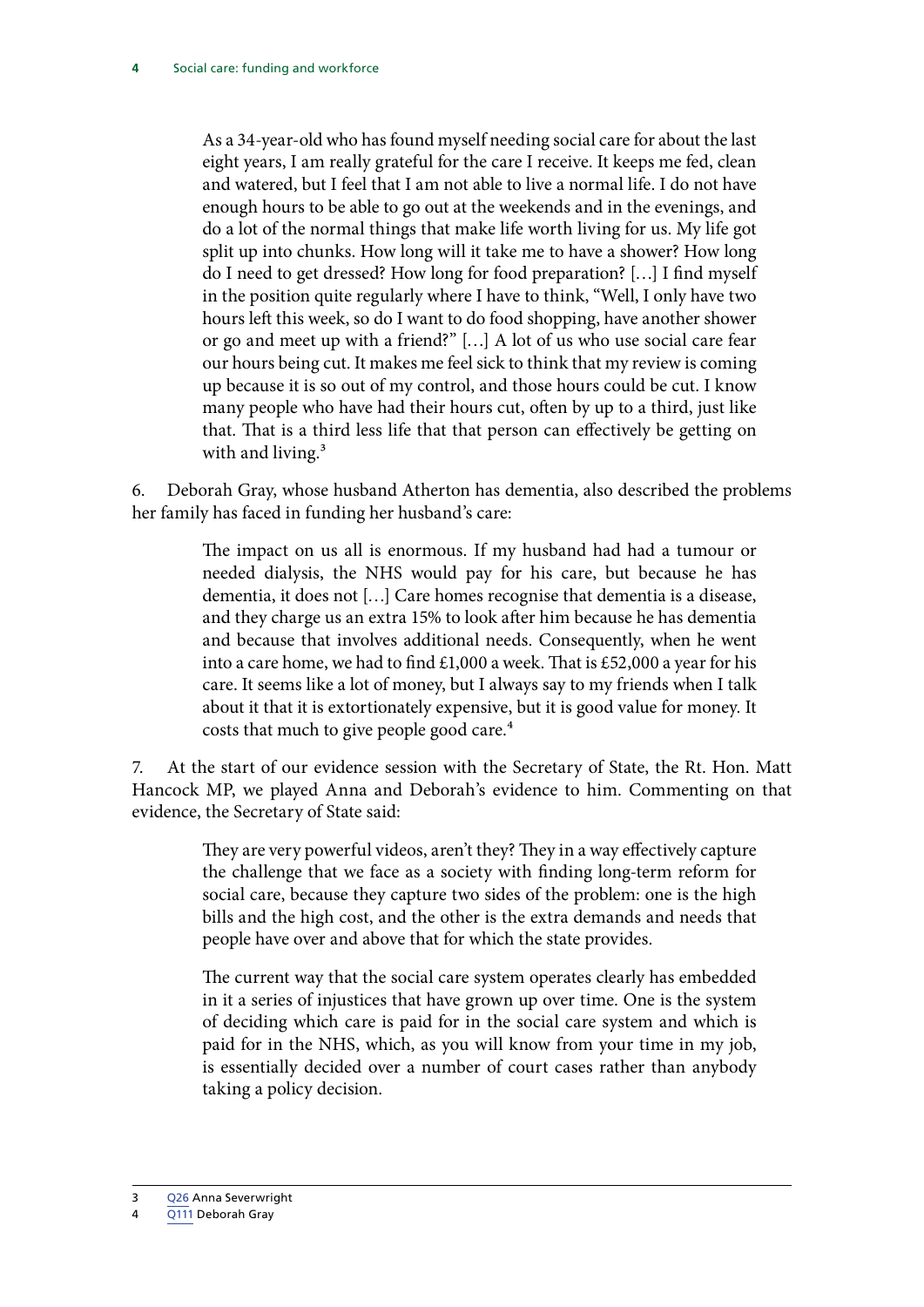> As a 34-year-old who has found myself needing social care for about the last eight years, I am really grateful for the care I receive. It keeps me fed, clean and watered, but I feel that I am not able to live a normal life. I do not have enough hours to be able to go out at the weekends and in the evenings, and do a lot of the normal things that make life worth living for us. My life got split up into chunks. How long will it take me to have a shower? How long do I need to get dressed? How long for food preparation? […] I find myself in the position quite regularly where I have to think, "Well, I only have two hours left this week, so do I want to do food shopping, have another shower or go and meet up with a friend?" […] A lot of us who use social care fear our hours being cut. It makes me feel sick to think that my review is coming up because it is so out of my control, and those hours could be cut. I know many people who have had their hours cut, often by up to a third, just like that. That is a third less life that that person can effectively be getting on with and living.[3]

6. Deborah Gray, whose husband Atherton has dementia, also described the problems her family has faced in funding her husband's care:

> The impact on us all is enormous. If my husband had had a tumour or needed dialysis, the NHS would pay for his care, but because he has dementia, it does not […] Care homes recognise that dementia is a disease, and they charge us an extra 15% to look after him because he has dementia and because that involves additional needs. Consequently, when he went into a care home, we had to find £1,000 a week. That is £52,000 a year for his care. It seems like a lot of money, but I always say to my friends when I talk about it that it is extortionately expensive, but it is good value for money. It costs that much to give people good care.[4]

7. At the start of our evidence session with the Secretary of State, the Rt. Hon. Matt Hancock MP, we played Anna and Deborah's evidence to him. Commenting on that evidence, the Secretary of State said:

> They are very powerful videos, aren't they? They in a way effectively capture the challenge that we face as a society with finding long-term reform for social care, because they capture two sides of the problem: one is the high bills and the high cost, and the other is the extra demands and needs that people have over and above that for which the state provides.
>
> The current way that the social care system operates clearly has embedded in it a series of injustices that have grown up over time. One is the system of deciding which care is paid for in the social care system and which is paid for in the NHS, which, as you will know from your time in my job, is essentially decided over a number of court cases rather than anybody taking a policy decision.

3 Q26 Anna Severwright

4 Q111 Deborah Gray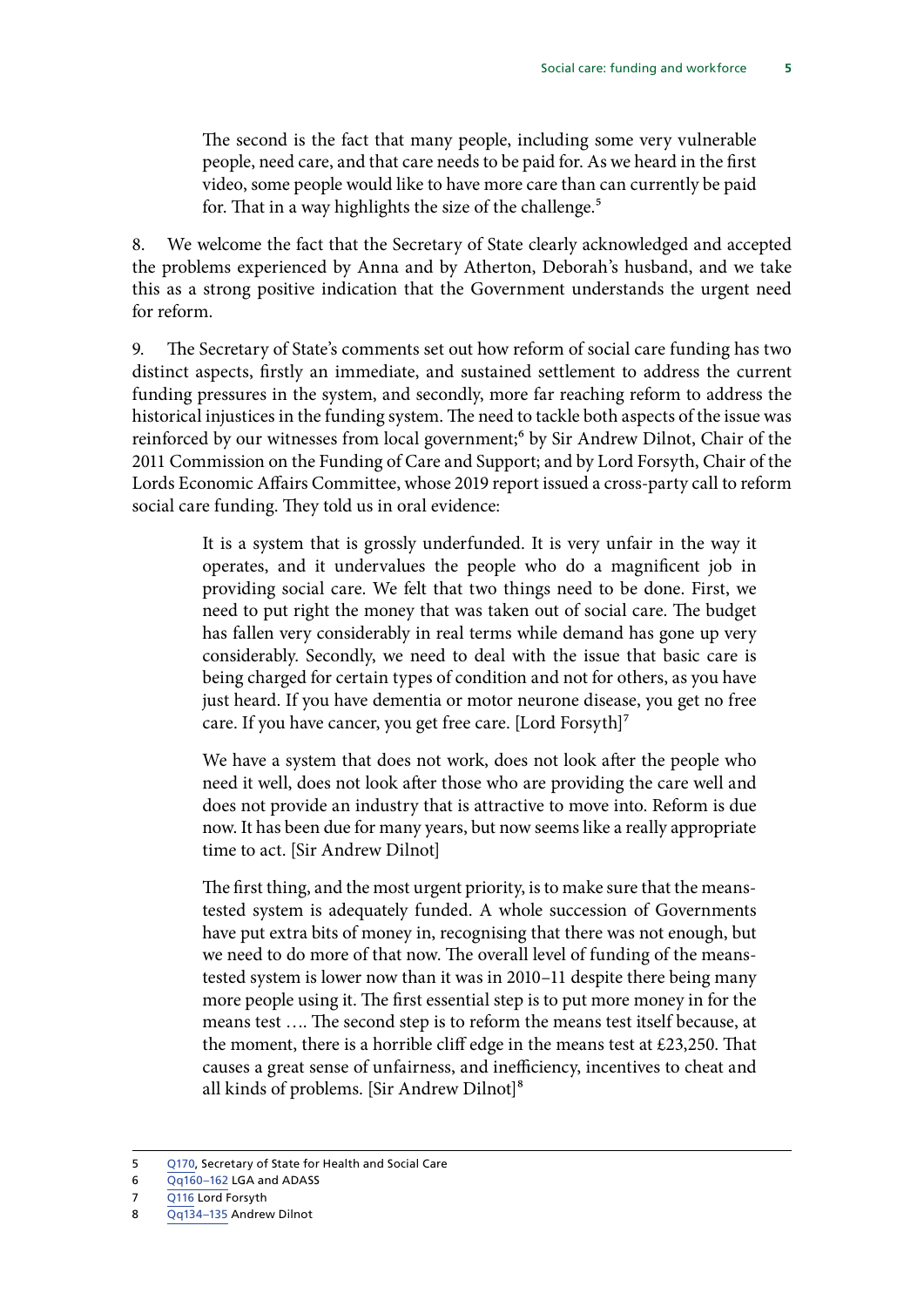> The second is the fact that many people, including some very vulnerable people, need care, and that care needs to be paid for. As we heard in the first video, some people would like to have more care than can currently be paid for. That in a way highlights the size of the challenge.[5]

8. We welcome the fact that the Secretary of State clearly acknowledged and accepted the problems experienced by Anna and by Atherton, Deborah's husband, and we take this as a strong positive indication that the Government understands the urgent need for reform.

9. The Secretary of State's comments set out how reform of social care funding has two distinct aspects, firstly an immediate, and sustained settlement to address the current funding pressures in the system, and secondly, more far reaching reform to address the historical injustices in the funding system. The need to tackle both aspects of the issue was reinforced by our witnesses from local government;[6] by Sir Andrew Dilnot, Chair of the 2011 Commission on the Funding of Care and Support; and by Lord Forsyth, Chair of the Lords Economic Affairs Committee, whose 2019 report issued a cross-party call to reform social care funding. They told us in oral evidence:

> It is a system that is grossly underfunded. It is very unfair in the way it operates, and it undervalues the people who do a magnificent job in providing social care. We felt that two things need to be done. First, we need to put right the money that was taken out of social care. The budget has fallen very considerably in real terms while demand has gone up very considerably. Secondly, we need to deal with the issue that basic care is being charged for certain types of condition and not for others, as you have just heard. If you have dementia or motor neurone disease, you get no free care. If you have cancer, you get free care. [Lord Forsyth][7]

> We have a system that does not work, does not look after the people who need it well, does not look after those who are providing the care well and does not provide an industry that is attractive to move into. Reform is due now. It has been due for many years, but now seems like a really appropriate time to act. [Sir Andrew Dilnot]

> The first thing, and the most urgent priority, is to make sure that the means-tested system is adequately funded. A whole succession of Governments have put extra bits of money in, recognising that there was not enough, but we need to do more of that now. The overall level of funding of the means-tested system is lower now than it was in 2010–11 despite there being many more people using it. The first essential step is to put more money in for the means test …. The second step is to reform the means test itself because, at the moment, there is a horrible cliff edge in the means test at £23,250. That causes a great sense of unfairness, and inefficiency, incentives to cheat and all kinds of problems. [Sir Andrew Dilnot][8]

---

5 Q170, Secretary of State for Health and Social Care

6 Qq160–162 LGA and ADASS

7 Q116 Lord Forsyth

8 Qq134–135 Andrew Dilnot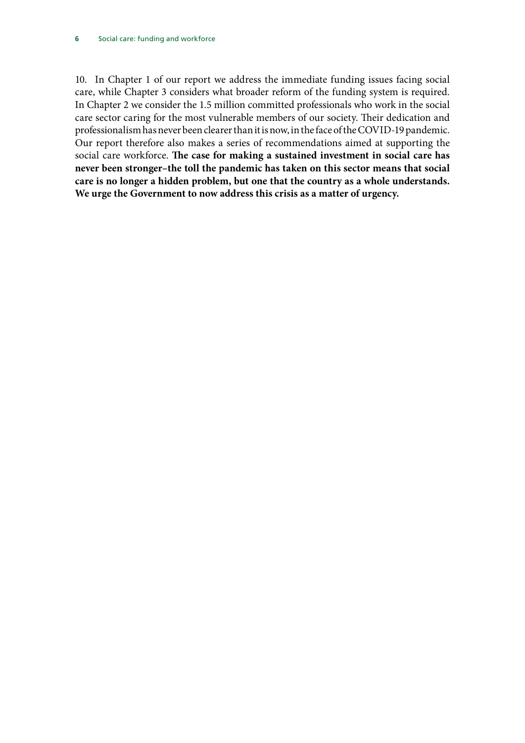10. In Chapter 1 of our report we address the immediate funding issues facing social care, while Chapter 3 considers what broader reform of the funding system is required. In Chapter 2 we consider the 1.5 million committed professionals who work in the social care sector caring for the most vulnerable members of our society. Their dedication and professionalism has never been clearer than it is now, in the face of the COVID-19 pandemic. Our report therefore also makes a series of recommendations aimed at supporting the social care workforce. **The case for making a sustained investment in social care has never been stronger–the toll the pandemic has taken on this sector means that social care is no longer a hidden problem, but one that the country as a whole understands. We urge the Government to now address this crisis as a matter of urgency.**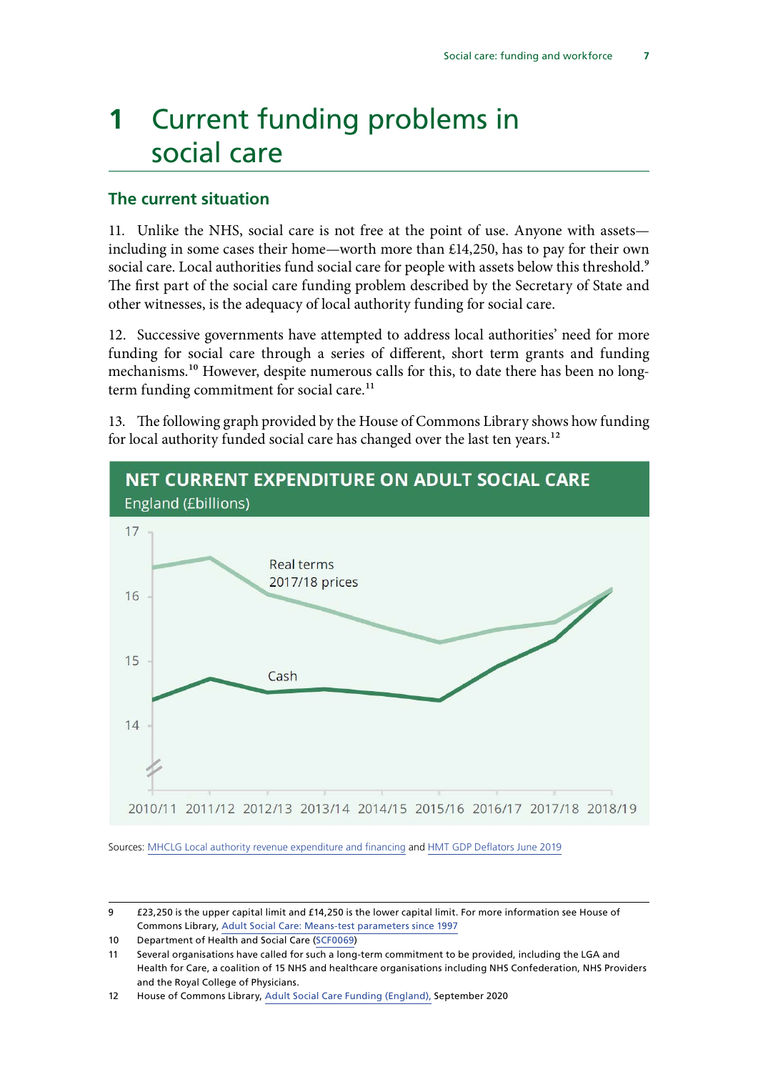# 1 Current funding problems in social care

## The current situation

11. Unlike the NHS, social care is not free at the point of use. Anyone with assets—including in some cases their home—worth more than £14,250, has to pay for their own social care. Local authorities fund social care for people with assets below this threshold.[9] The first part of the social care funding problem described by the Secretary of State and other witnesses, is the adequacy of local authority funding for social care.

12. Successive governments have attempted to address local authorities' need for more funding for social care through a series of different, short term grants and funding mechanisms.[10] However, despite numerous calls for this, to date there has been no long-term funding commitment for social care.[11]

13. The following graph provided by the House of Commons Library shows how funding for local authority funded social care has changed over the last ten years.[12]

**NET CURRENT EXPENDITURE ON ADULT SOCIAL CARE**
England (£billions)

Sources: MHCLG Local authority revenue expenditure and financing and HMT GDP Deflators June 2019

---

9 £23,250 is the upper capital limit and £14,250 is the lower capital limit. For more information see House of Commons Library, Adult Social Care: Means-test parameters since 1997

10 Department of Health and Social Care (SCF0069)

11 Several organisations have called for such a long-term commitment to be provided, including the LGA and Health for Care, a coalition of 15 NHS and healthcare organisations including NHS Confederation, NHS Providers and the Royal College of Physicians.

12 House of Commons Library, Adult Social Care Funding (England), September 2020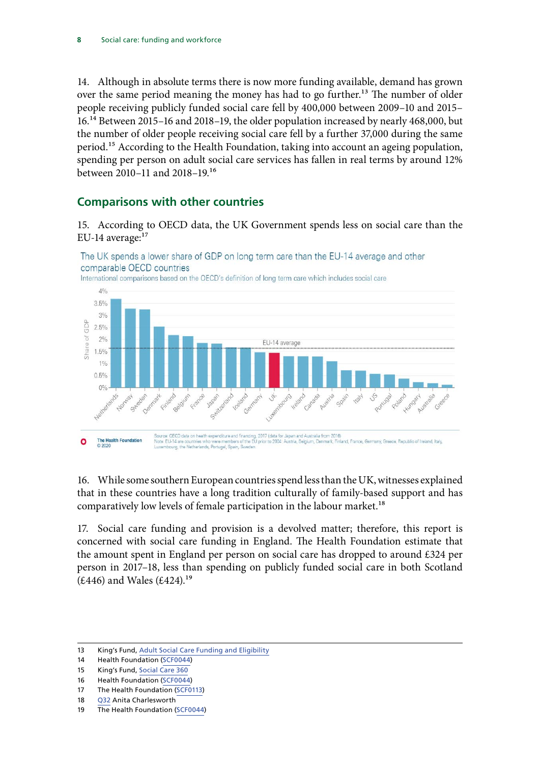14. Although in absolute terms there is now more funding available, demand has grown over the same period meaning the money has had to go further.[13] The number of older people receiving publicly funded social care fell by 400,000 between 2009–10 and 2015–16.[14] Between 2015–16 and 2018–19, the older population increased by nearly 468,000, but the number of older people receiving social care fell by a further 37,000 during the same period.[15] According to the Health Foundation, taking into account an ageing population, spending per person on adult social care services has fallen in real terms by around 12% between 2010–11 and 2018–19.[16]

## Comparisons with other countries

15. According to OECD data, the UK Government spends less on social care than the EU-14 average:[17]

The UK spends a lower share of GDP on long term care than the EU-14 average and other comparable OECD countries

International comparisons based on the OECD's definition of long term care which includes social care

Source: OECD data on health expenditure and financing, 2017 (data for Japan and Australia from 2016)
Note: EU-14 are countries who were members of the EU prior to 2004: Austria, Belgium, Denmark, Finland, France, Germany, Greece, Republic of Ireland, Italy, Luxembourg, the Netherlands, Portugal, Spain, Sweden

The Health Foundation © 2020

16. While some southern European countries spend less than the UK, witnesses explained that in these countries have a long tradition culturally of family-based support and has comparatively low levels of female participation in the labour market.[18]

17. Social care funding and provision is a devolved matter; therefore, this report is concerned with social care funding in England. The Health Foundation estimate that the amount spent in England per person on social care has dropped to around £324 per person in 2017–18, less than spending on publicly funded social care in both Scotland (£446) and Wales (£424).[19]

13 King's Fund, Adult Social Care Funding and Eligibility
14 Health Foundation (SCF0044)
15 King's Fund, Social Care 360
16 Health Foundation (SCF0044)
17 The Health Foundation (SCF0113)
18 Q32 Anita Charlesworth
19 The Health Foundation (SCF0044)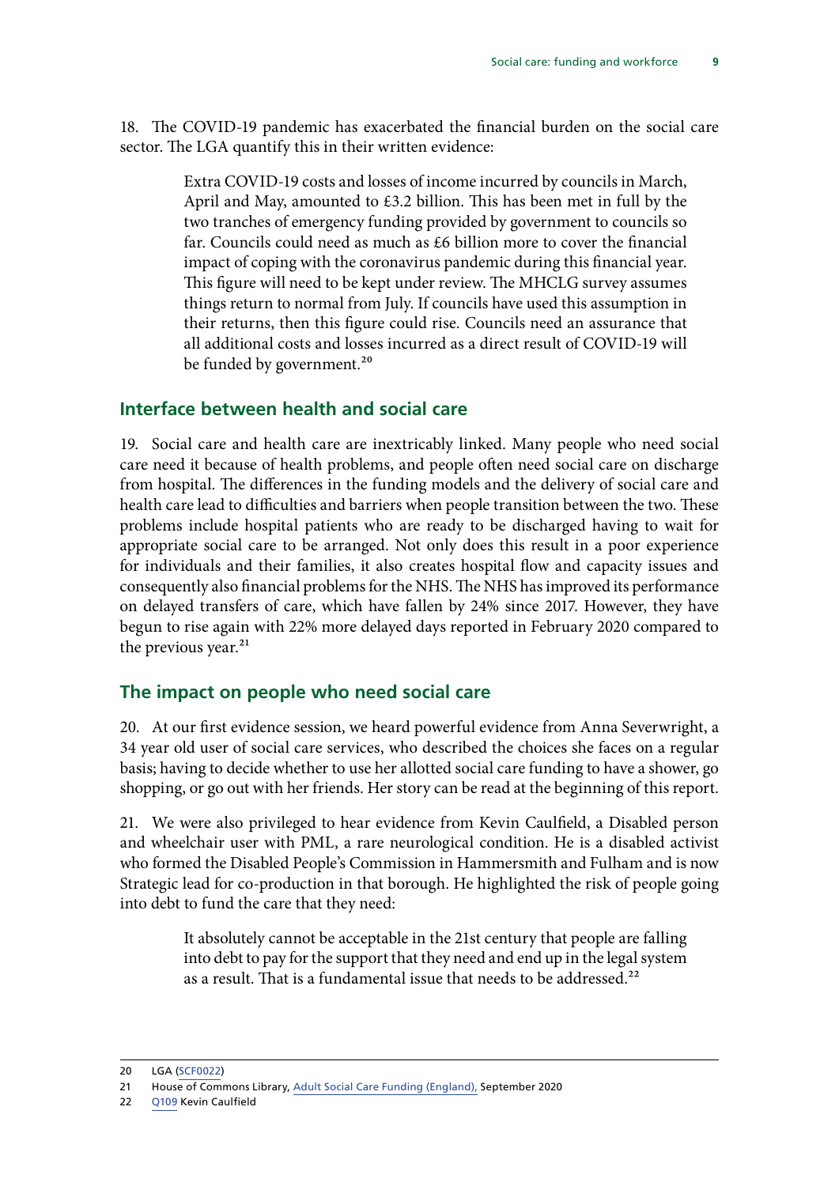18. The COVID-19 pandemic has exacerbated the financial burden on the social care sector. The LGA quantify this in their written evidence:

> Extra COVID-19 costs and losses of income incurred by councils in March, April and May, amounted to £3.2 billion. This has been met in full by the two tranches of emergency funding provided by government to councils so far. Councils could need as much as £6 billion more to cover the financial impact of coping with the coronavirus pandemic during this financial year. This figure will need to be kept under review. The MHCLG survey assumes things return to normal from July. If councils have used this assumption in their returns, then this figure could rise. Councils need an assurance that all additional costs and losses incurred as a direct result of COVID-19 will be funded by government.[20]

## Interface between health and social care

19. Social care and health care are inextricably linked. Many people who need social care need it because of health problems, and people often need social care on discharge from hospital. The differences in the funding models and the delivery of social care and health care lead to difficulties and barriers when people transition between the two. These problems include hospital patients who are ready to be discharged having to wait for appropriate social care to be arranged. Not only does this result in a poor experience for individuals and their families, it also creates hospital flow and capacity issues and consequently also financial problems for the NHS. The NHS has improved its performance on delayed transfers of care, which have fallen by 24% since 2017. However, they have begun to rise again with 22% more delayed days reported in February 2020 compared to the previous year.[21]

## The impact on people who need social care

20. At our first evidence session, we heard powerful evidence from Anna Severwright, a 34 year old user of social care services, who described the choices she faces on a regular basis; having to decide whether to use her allotted social care funding to have a shower, go shopping, or go out with her friends. Her story can be read at the beginning of this report.

21. We were also privileged to hear evidence from Kevin Caulfield, a Disabled person and wheelchair user with PML, a rare neurological condition. He is a disabled activist who formed the Disabled People's Commission in Hammersmith and Fulham and is now Strategic lead for co-production in that borough. He highlighted the risk of people going into debt to fund the care that they need:

> It absolutely cannot be acceptable in the 21st century that people are falling into debt to pay for the support that they need and end up in the legal system as a result. That is a fundamental issue that needs to be addressed.[22]

---

20 LGA (SCF0022)

21 House of Commons Library, Adult Social Care Funding (England), September 2020

22 Q109 Kevin Caulfield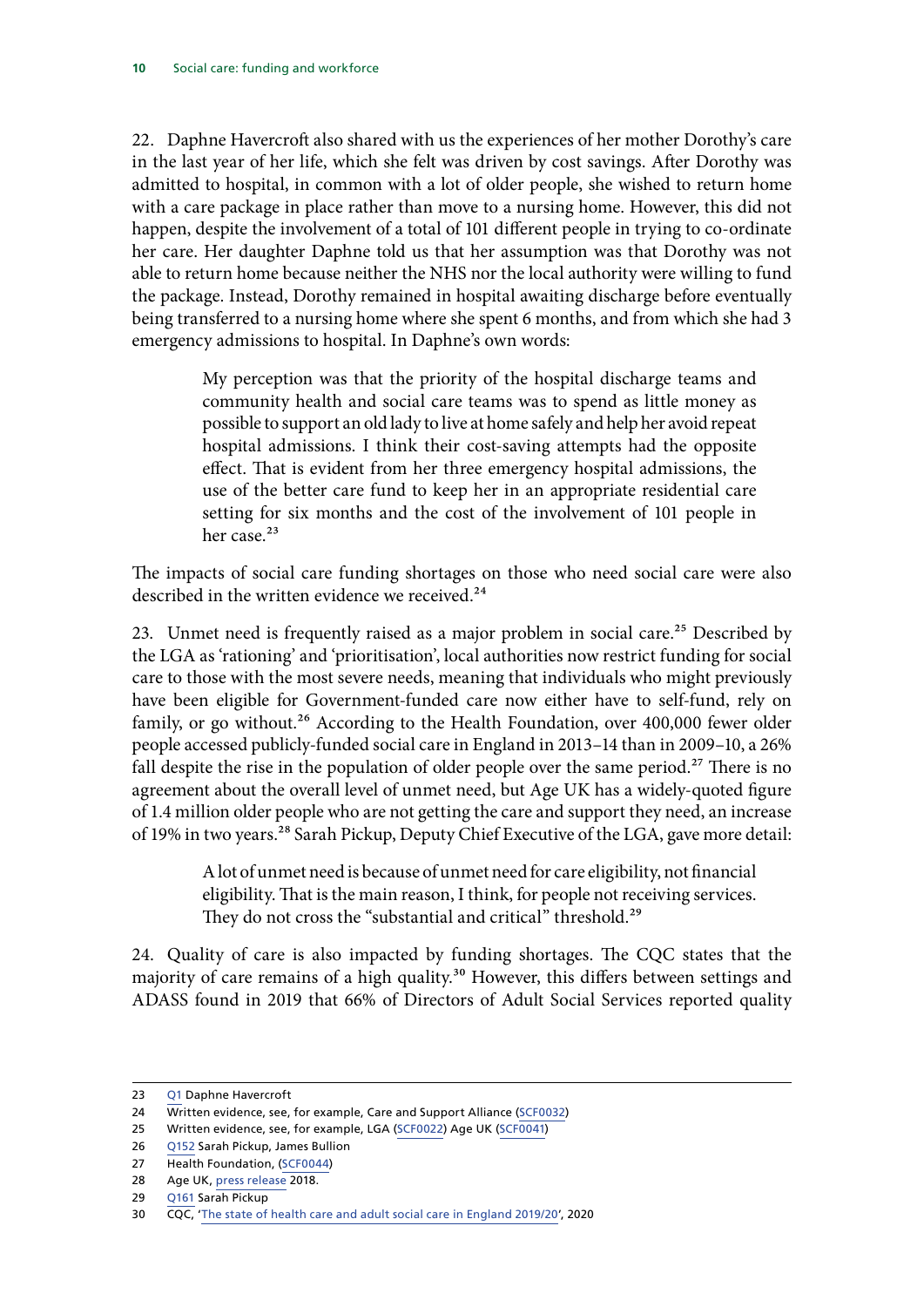22. Daphne Havercroft also shared with us the experiences of her mother Dorothy's care in the last year of her life, which she felt was driven by cost savings. After Dorothy was admitted to hospital, in common with a lot of older people, she wished to return home with a care package in place rather than move to a nursing home. However, this did not happen, despite the involvement of a total of 101 different people in trying to co-ordinate her care. Her daughter Daphne told us that her assumption was that Dorothy was not able to return home because neither the NHS nor the local authority were willing to fund the package. Instead, Dorothy remained in hospital awaiting discharge before eventually being transferred to a nursing home where she spent 6 months, and from which she had 3 emergency admissions to hospital. In Daphne's own words:

> My perception was that the priority of the hospital discharge teams and community health and social care teams was to spend as little money as possible to support an old lady to live at home safely and help her avoid repeat hospital admissions. I think their cost-saving attempts had the opposite effect. That is evident from her three emergency hospital admissions, the use of the better care fund to keep her in an appropriate residential care setting for six months and the cost of the involvement of 101 people in her case.[23]

The impacts of social care funding shortages on those who need social care were also described in the written evidence we received.[24]

23. Unmet need is frequently raised as a major problem in social care.[25] Described by the LGA as 'rationing' and 'prioritisation', local authorities now restrict funding for social care to those with the most severe needs, meaning that individuals who might previously have been eligible for Government-funded care now either have to self-fund, rely on family, or go without.[26] According to the Health Foundation, over 400,000 fewer older people accessed publicly-funded social care in England in 2013–14 than in 2009–10, a 26% fall despite the rise in the population of older people over the same period.[27] There is no agreement about the overall level of unmet need, but Age UK has a widely-quoted figure of 1.4 million older people who are not getting the care and support they need, an increase of 19% in two years.[28] Sarah Pickup, Deputy Chief Executive of the LGA, gave more detail:

> A lot of unmet need is because of unmet need for care eligibility, not financial eligibility. That is the main reason, I think, for people not receiving services. They do not cross the "substantial and critical" threshold.[29]

24. Quality of care is also impacted by funding shortages. The CQC states that the majority of care remains of a high quality.[30] However, this differs between settings and ADASS found in 2019 that 66% of Directors of Adult Social Services reported quality

---

23 Q1 Daphne Havercroft

24 Written evidence, see, for example, Care and Support Alliance (SCF0032)

25 Written evidence, see, for example, LGA (SCF0022) Age UK (SCF0041)

26 Q152 Sarah Pickup, James Bullion

27 Health Foundation, (SCF0044)

28 Age UK, press release 2018.

29 Q161 Sarah Pickup

30 CQC, 'The state of health care and adult social care in England 2019/20', 2020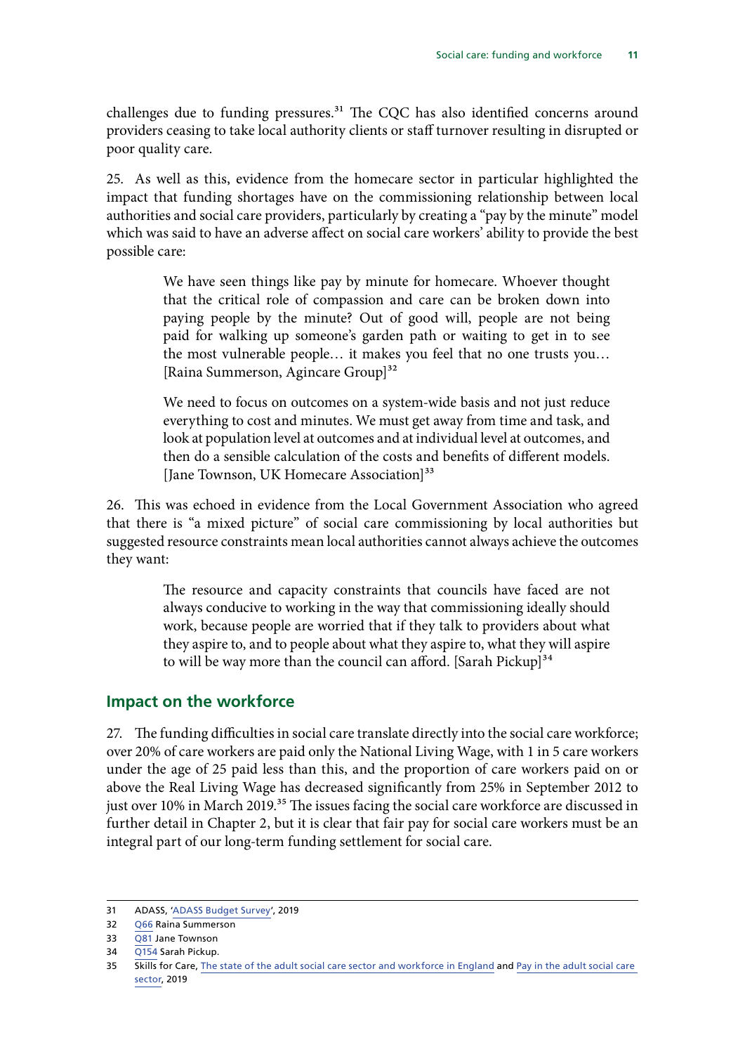challenges due to funding pressures.[31] The CQC has also identified concerns around providers ceasing to take local authority clients or staff turnover resulting in disrupted or poor quality care.

25. As well as this, evidence from the homecare sector in particular highlighted the impact that funding shortages have on the commissioning relationship between local authorities and social care providers, particularly by creating a "pay by the minute" model which was said to have an adverse affect on social care workers' ability to provide the best possible care:

> We have seen things like pay by minute for homecare. Whoever thought that the critical role of compassion and care can be broken down into paying people by the minute? Out of good will, people are not being paid for walking up someone's garden path or waiting to get in to see the most vulnerable people… it makes you feel that no one trusts you… [Raina Summerson, Agincare Group][32]

> We need to focus on outcomes on a system-wide basis and not just reduce everything to cost and minutes. We must get away from time and task, and look at population level at outcomes and at individual level at outcomes, and then do a sensible calculation of the costs and benefits of different models. [Jane Townson, UK Homecare Association][33]

26. This was echoed in evidence from the Local Government Association who agreed that there is "a mixed picture" of social care commissioning by local authorities but suggested resource constraints mean local authorities cannot always achieve the outcomes they want:

> The resource and capacity constraints that councils have faced are not always conducive to working in the way that commissioning ideally should work, because people are worried that if they talk to providers about what they aspire to, and to people about what they aspire to, what they will aspire to will be way more than the council can afford. [Sarah Pickup][34]

## Impact on the workforce

27. The funding difficulties in social care translate directly into the social care workforce; over 20% of care workers are paid only the National Living Wage, with 1 in 5 care workers under the age of 25 paid less than this, and the proportion of care workers paid on or above the Real Living Wage has decreased significantly from 25% in September 2012 to just over 10% in March 2019.[35] The issues facing the social care workforce are discussed in further detail in Chapter 2, but it is clear that fair pay for social care workers must be an integral part of our long-term funding settlement for social care.

---

31 ADASS, 'ADASS Budget Survey', 2019

32 Q66 Raina Summerson

33 Q81 Jane Townson

34 Q154 Sarah Pickup.

35 Skills for Care, The state of the adult social care sector and workforce in England and Pay in the adult social care sector, 2019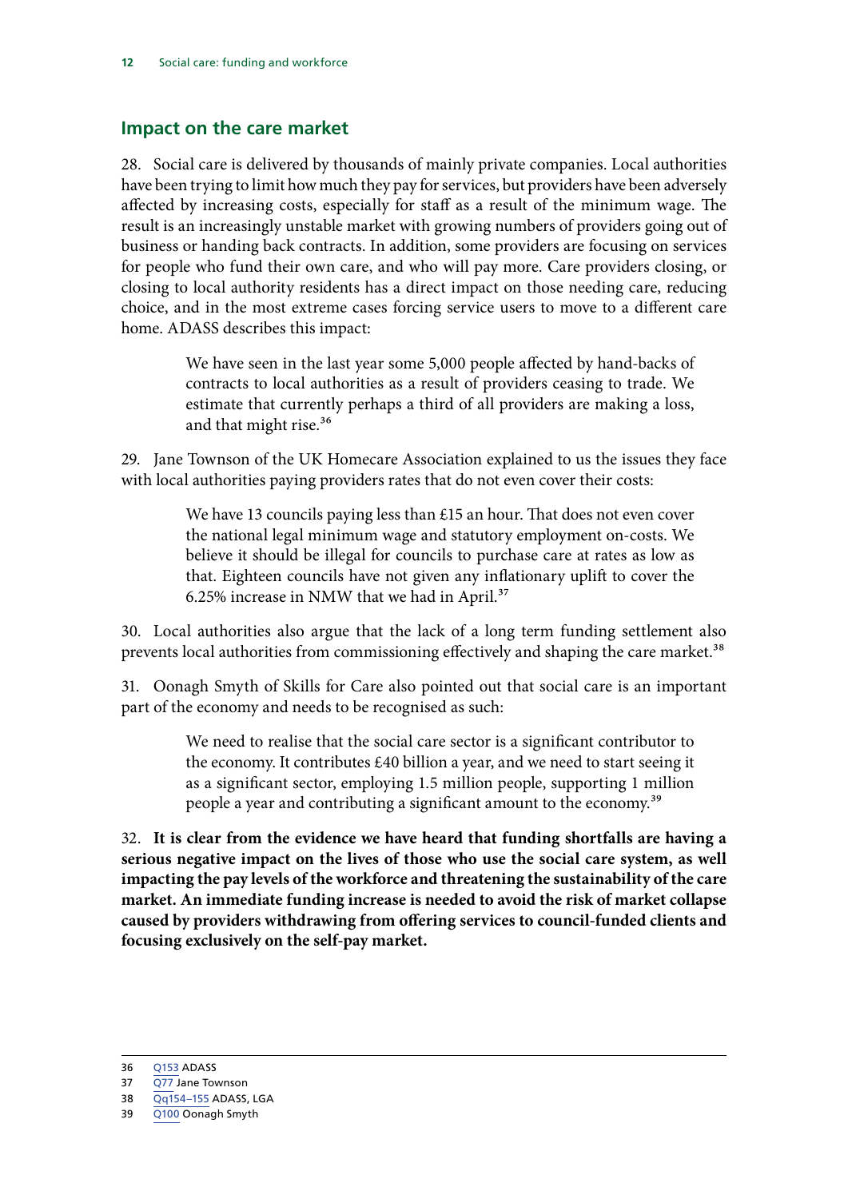## Impact on the care market

28. Social care is delivered by thousands of mainly private companies. Local authorities have been trying to limit how much they pay for services, but providers have been adversely affected by increasing costs, especially for staff as a result of the minimum wage. The result is an increasingly unstable market with growing numbers of providers going out of business or handing back contracts. In addition, some providers are focusing on services for people who fund their own care, and who will pay more. Care providers closing, or closing to local authority residents has a direct impact on those needing care, reducing choice, and in the most extreme cases forcing service users to move to a different care home. ADASS describes this impact:

> We have seen in the last year some 5,000 people affected by hand-backs of contracts to local authorities as a result of providers ceasing to trade. We estimate that currently perhaps a third of all providers are making a loss, and that might rise.[36]

29. Jane Townson of the UK Homecare Association explained to us the issues they face with local authorities paying providers rates that do not even cover their costs:

> We have 13 councils paying less than £15 an hour. That does not even cover the national legal minimum wage and statutory employment on-costs. We believe it should be illegal for councils to purchase care at rates as low as that. Eighteen councils have not given any inflationary uplift to cover the 6.25% increase in NMW that we had in April.[37]

30. Local authorities also argue that the lack of a long term funding settlement also prevents local authorities from commissioning effectively and shaping the care market.[38]

31. Oonagh Smyth of Skills for Care also pointed out that social care is an important part of the economy and needs to be recognised as such:

> We need to realise that the social care sector is a significant contributor to the economy. It contributes £40 billion a year, and we need to start seeing it as a significant sector, employing 1.5 million people, supporting 1 million people a year and contributing a significant amount to the economy.[39]

32. **It is clear from the evidence we have heard that funding shortfalls are having a serious negative impact on the lives of those who use the social care system, as well impacting the pay levels of the workforce and threatening the sustainability of the care market. An immediate funding increase is needed to avoid the risk of market collapse caused by providers withdrawing from offering services to council-funded clients and focusing exclusively on the self-pay market.**

---

36 Q153 ADASS

37 Q77 Jane Townson

38 Qq154–155 ADASS, LGA

39 Q100 Oonagh Smyth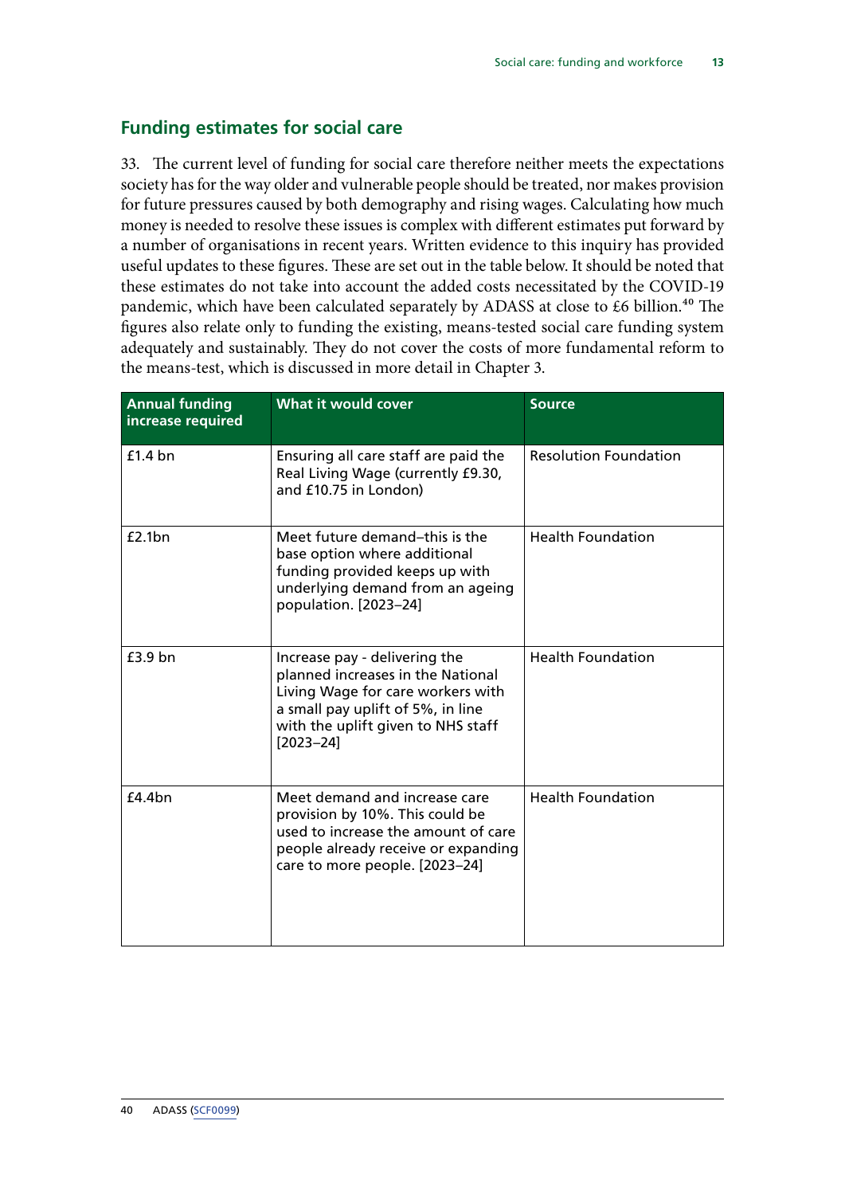## Funding estimates for social care

33. The current level of funding for social care therefore neither meets the expectations society has for the way older and vulnerable people should be treated, nor makes provision for future pressures caused by both demography and rising wages. Calculating how much money is needed to resolve these issues is complex with different estimates put forward by a number of organisations in recent years. Written evidence to this inquiry has provided useful updates to these figures. These are set out in the table below. It should be noted that these estimates do not take into account the added costs necessitated by the COVID-19 pandemic, which have been calculated separately by ADASS at close to £6 billion.[40] The figures also relate only to funding the existing, means-tested social care funding system adequately and sustainably. They do not cover the costs of more fundamental reform to the means-test, which is discussed in more detail in Chapter 3.

| Annual funding increase required | What it would cover | Source |
|---|---|---|
| £1.4 bn | Ensuring all care staff are paid the Real Living Wage (currently £9.30, and £10.75 in London) | Resolution Foundation |
| £2.1bn | Meet future demand–this is the base option where additional funding provided keeps up with underlying demand from an ageing population. [2023–24] | Health Foundation |
| £3.9 bn | Increase pay - delivering the planned increases in the National Living Wage for care workers with a small pay uplift of 5%, in line with the uplift given to NHS staff [2023–24] | Health Foundation |
| £4.4bn | Meet demand and increase care provision by 10%. This could be used to increase the amount of care people already receive or expanding care to more people. [2023–24] | Health Foundation |

40 ADASS (SCF0099)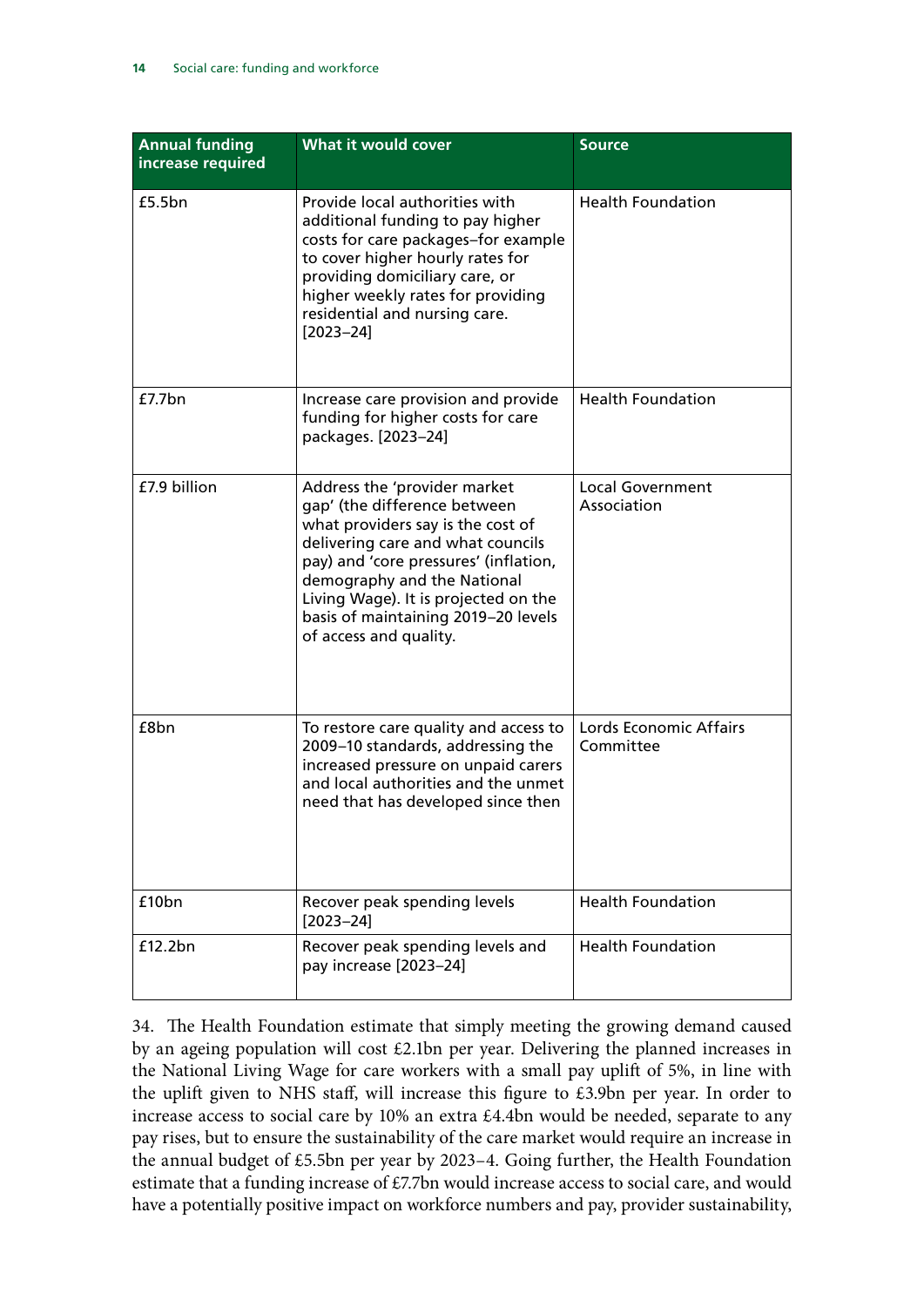| Annual funding increase required | What it would cover | Source |
|---|---|---|
| £5.5bn | Provide local authorities with additional funding to pay higher costs for care packages–for example to cover higher hourly rates for providing domiciliary care, or higher weekly rates for providing residential and nursing care. [2023–24] | Health Foundation |
| £7.7bn | Increase care provision and provide funding for higher costs for care packages. [2023–24] | Health Foundation |
| £7.9 billion | Address the 'provider market gap' (the difference between what providers say is the cost of delivering care and what councils pay) and 'core pressures' (inflation, demography and the National Living Wage). It is projected on the basis of maintaining 2019–20 levels of access and quality. | Local Government Association |
| £8bn | To restore care quality and access to 2009–10 standards, addressing the increased pressure on unpaid carers and local authorities and the unmet need that has developed since then | Lords Economic Affairs Committee |
| £10bn | Recover peak spending levels [2023–24] | Health Foundation |
| £12.2bn | Recover peak spending levels and pay increase [2023–24] | Health Foundation |

34. The Health Foundation estimate that simply meeting the growing demand caused by an ageing population will cost £2.1bn per year. Delivering the planned increases in the National Living Wage for care workers with a small pay uplift of 5%, in line with the uplift given to NHS staff, will increase this figure to £3.9bn per year. In order to increase access to social care by 10% an extra £4.4bn would be needed, separate to any pay rises, but to ensure the sustainability of the care market would require an increase in the annual budget of £5.5bn per year by 2023–4. Going further, the Health Foundation estimate that a funding increase of £7.7bn would increase access to social care, and would have a potentially positive impact on workforce numbers and pay, provider sustainability,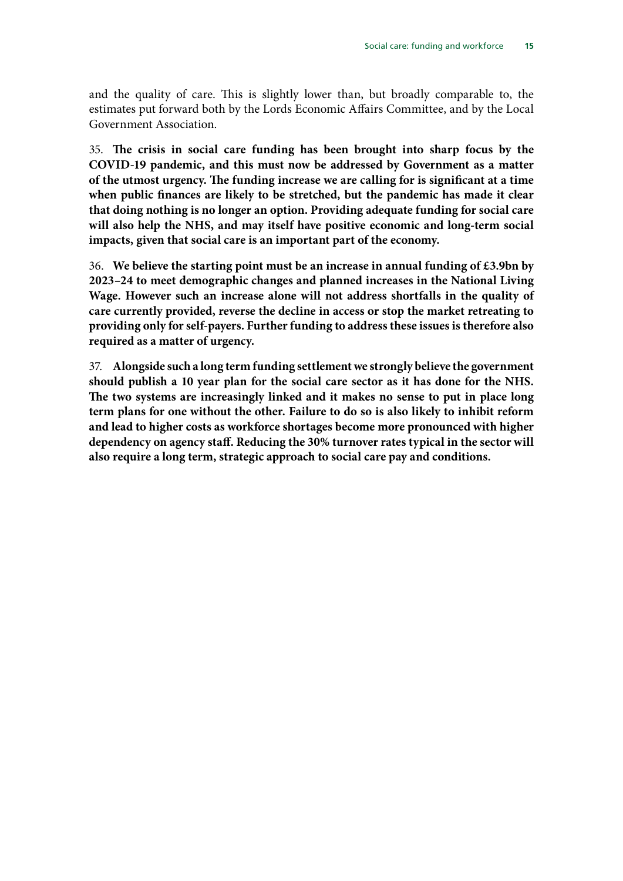and the quality of care. This is slightly lower than, but broadly comparable to, the estimates put forward both by the Lords Economic Affairs Committee, and by the Local Government Association.

35. **The crisis in social care funding has been brought into sharp focus by the COVID-19 pandemic, and this must now be addressed by Government as a matter of the utmost urgency. The funding increase we are calling for is significant at a time when public finances are likely to be stretched, but the pandemic has made it clear that doing nothing is no longer an option. Providing adequate funding for social care will also help the NHS, and may itself have positive economic and long-term social impacts, given that social care is an important part of the economy.**

36. **We believe the starting point must be an increase in annual funding of £3.9bn by 2023–24 to meet demographic changes and planned increases in the National Living Wage. However such an increase alone will not address shortfalls in the quality of care currently provided, reverse the decline in access or stop the market retreating to providing only for self-payers. Further funding to address these issues is therefore also required as a matter of urgency.**

37. **Alongside such a long term funding settlement we strongly believe the government should publish a 10 year plan for the social care sector as it has done for the NHS. The two systems are increasingly linked and it makes no sense to put in place long term plans for one without the other. Failure to do so is also likely to inhibit reform and lead to higher costs as workforce shortages become more pronounced with higher dependency on agency staff. Reducing the 30% turnover rates typical in the sector will also require a long term, strategic approach to social care pay and conditions.**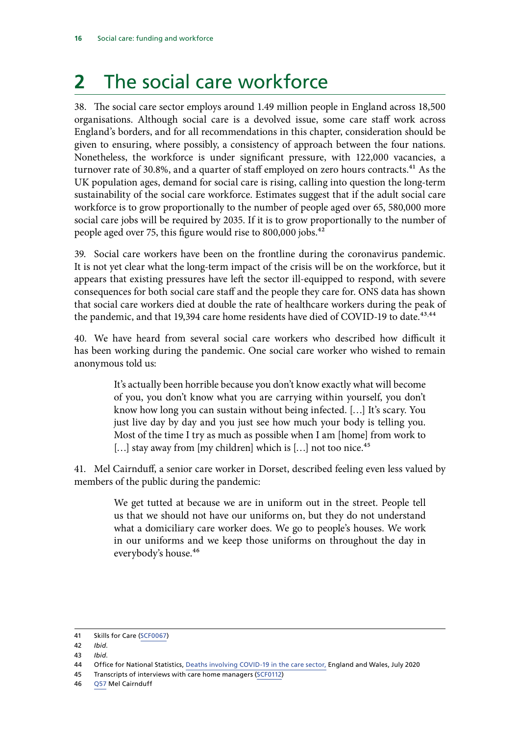# 2 The social care workforce

38. The social care sector employs around 1.49 million people in England across 18,500 organisations. Although social care is a devolved issue, some care staff work across England's borders, and for all recommendations in this chapter, consideration should be given to ensuring, where possibly, a consistency of approach between the four nations. Nonetheless, the workforce is under significant pressure, with 122,000 vacancies, a turnover rate of 30.8%, and a quarter of staff employed on zero hours contracts.[41] As the UK population ages, demand for social care is rising, calling into question the long-term sustainability of the social care workforce. Estimates suggest that if the adult social care workforce is to grow proportionally to the number of people aged over 65, 580,000 more social care jobs will be required by 2035. If it is to grow proportionally to the number of people aged over 75, this figure would rise to 800,000 jobs.[42]

39. Social care workers have been on the frontline during the coronavirus pandemic. It is not yet clear what the long-term impact of the crisis will be on the workforce, but it appears that existing pressures have left the sector ill-equipped to respond, with severe consequences for both social care staff and the people they care for. ONS data has shown that social care workers died at double the rate of healthcare workers during the peak of the pandemic, and that 19,394 care home residents have died of COVID-19 to date.[43,44]

40. We have heard from several social care workers who described how difficult it has been working during the pandemic. One social care worker who wished to remain anonymous told us:

> It's actually been horrible because you don't know exactly what will become of you, you don't know what you are carrying within yourself, you don't know how long you can sustain without being infected. […] It's scary. You just live day by day and you just see how much your body is telling you. Most of the time I try as much as possible when I am [home] from work to […] stay away from [my children] which is […] not too nice.[45]

41. Mel Cairnduff, a senior care worker in Dorset, described feeling even less valued by members of the public during the pandemic:

> We get tutted at because we are in uniform out in the street. People tell us that we should not have our uniforms on, but they do not understand what a domiciliary care worker does. We go to people's houses. We work in our uniforms and we keep those uniforms on throughout the day in everybody's house.[46]

---

41 Skills for Care (SCF0067)

42 *Ibid*.

43 *Ibid*.

44 Office for National Statistics, Deaths involving COVID-19 in the care sector, England and Wales, July 2020

45 Transcripts of interviews with care home managers (SCF0112)

46 Q57 Mel Cairnduff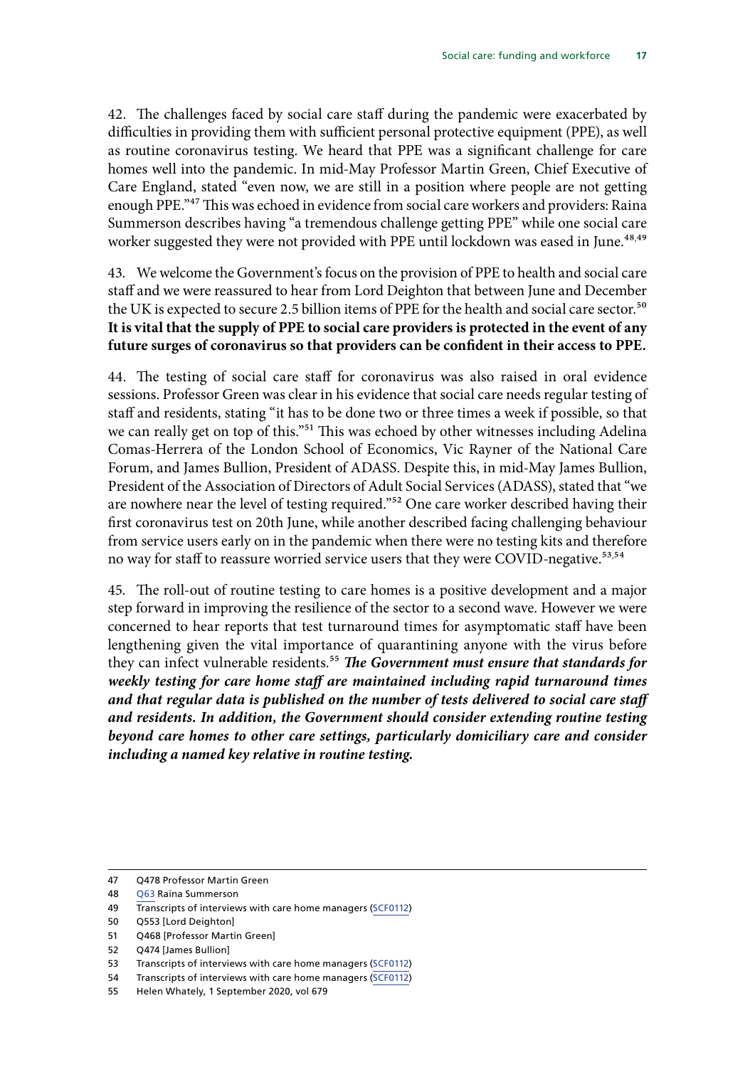42. The challenges faced by social care staff during the pandemic were exacerbated by difficulties in providing them with sufficient personal protective equipment (PPE), as well as routine coronavirus testing. We heard that PPE was a significant challenge for care homes well into the pandemic. In mid-May Professor Martin Green, Chief Executive of Care England, stated "even now, we are still in a position where people are not getting enough PPE."[47] This was echoed in evidence from social care workers and providers: Raina Summerson describes having "a tremendous challenge getting PPE" while one social care worker suggested they were not provided with PPE until lockdown was eased in June.[48,49]

43. We welcome the Government's focus on the provision of PPE to health and social care staff and we were reassured to hear from Lord Deighton that between June and December the UK is expected to secure 2.5 billion items of PPE for the health and social care sector.[50] **It is vital that the supply of PPE to social care providers is protected in the event of any future surges of coronavirus so that providers can be confident in their access to PPE.**

44. The testing of social care staff for coronavirus was also raised in oral evidence sessions. Professor Green was clear in his evidence that social care needs regular testing of staff and residents, stating "it has to be done two or three times a week if possible, so that we can really get on top of this."[51] This was echoed by other witnesses including Adelina Comas-Herrera of the London School of Economics, Vic Rayner of the National Care Forum, and James Bullion, President of ADASS. Despite this, in mid-May James Bullion, President of the Association of Directors of Adult Social Services (ADASS), stated that "we are nowhere near the level of testing required."[52] One care worker described having their first coronavirus test on 20th June, while another described facing challenging behaviour from service users early on in the pandemic when there were no testing kits and therefore no way for staff to reassure worried service users that they were COVID-negative.[53,54]

45. The roll-out of routine testing to care homes is a positive development and a major step forward in improving the resilience of the sector to a second wave. However we were concerned to hear reports that test turnaround times for asymptomatic staff have been lengthening given the vital importance of quarantining anyone with the virus before they can infect vulnerable residents.[55] ***The Government must ensure that standards for weekly testing for care home staff are maintained including rapid turnaround times and that regular data is published on the number of tests delivered to social care staff and residents. In addition, the Government should consider extending routine testing beyond care homes to other care settings, particularly domiciliary care and consider including a named key relative in routine testing.***

47 Q478 Professor Martin Green

48 Q63 Raina Summerson

49 Transcripts of interviews with care home managers (SCF0112)

50 Q553 [Lord Deighton]

51 Q468 [Professor Martin Green]

52 Q474 [James Bullion]

53 Transcripts of interviews with care home managers (SCF0112)

54 Transcripts of interviews with care home managers (SCF0112)

55 Helen Whately, 1 September 2020, vol 679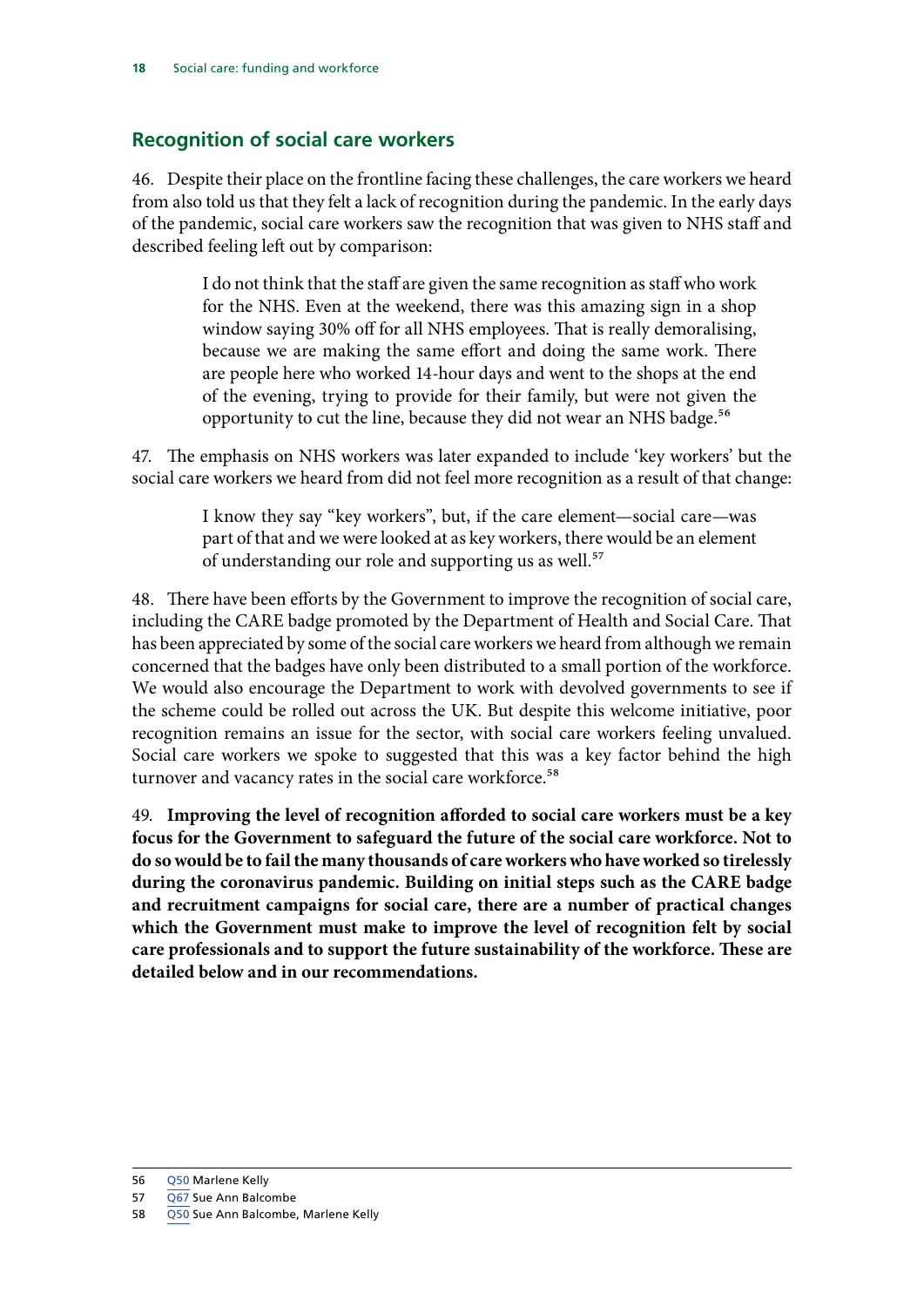## Recognition of social care workers

46. Despite their place on the frontline facing these challenges, the care workers we heard from also told us that they felt a lack of recognition during the pandemic. In the early days of the pandemic, social care workers saw the recognition that was given to NHS staff and described feeling left out by comparison:

> I do not think that the staff are given the same recognition as staff who work for the NHS. Even at the weekend, there was this amazing sign in a shop window saying 30% off for all NHS employees. That is really demoralising, because we are making the same effort and doing the same work. There are people here who worked 14-hour days and went to the shops at the end of the evening, trying to provide for their family, but were not given the opportunity to cut the line, because they did not wear an NHS badge.[56]

47. The emphasis on NHS workers was later expanded to include 'key workers' but the social care workers we heard from did not feel more recognition as a result of that change:

> I know they say "key workers", but, if the care element—social care—was part of that and we were looked at as key workers, there would be an element of understanding our role and supporting us as well.[57]

48. There have been efforts by the Government to improve the recognition of social care, including the CARE badge promoted by the Department of Health and Social Care. That has been appreciated by some of the social care workers we heard from although we remain concerned that the badges have only been distributed to a small portion of the workforce. We would also encourage the Department to work with devolved governments to see if the scheme could be rolled out across the UK. But despite this welcome initiative, poor recognition remains an issue for the sector, with social care workers feeling unvalued. Social care workers we spoke to suggested that this was a key factor behind the high turnover and vacancy rates in the social care workforce.[58]

49. **Improving the level of recognition afforded to social care workers must be a key focus for the Government to safeguard the future of the social care workforce. Not to do so would be to fail the many thousands of care workers who have worked so tirelessly during the coronavirus pandemic. Building on initial steps such as the CARE badge and recruitment campaigns for social care, there are a number of practical changes which the Government must make to improve the level of recognition felt by social care professionals and to support the future sustainability of the workforce. These are detailed below and in our recommendations.**

---

56 Q50 Marlene Kelly

57 Q67 Sue Ann Balcombe

58 Q50 Sue Ann Balcombe, Marlene Kelly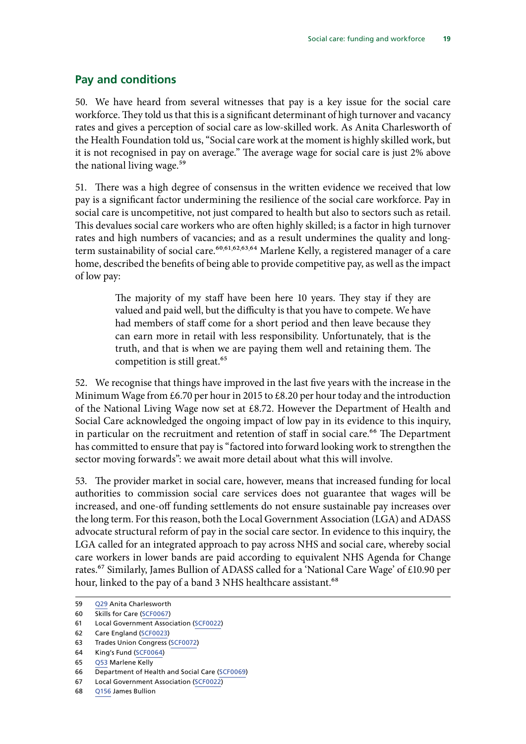## Pay and conditions

50. We have heard from several witnesses that pay is a key issue for the social care workforce. They told us that this is a significant determinant of high turnover and vacancy rates and gives a perception of social care as low-skilled work. As Anita Charlesworth of the Health Foundation told us, "Social care work at the moment is highly skilled work, but it is not recognised in pay on average." The average wage for social care is just 2% above the national living wage.[59]

51. There was a high degree of consensus in the written evidence we received that low pay is a significant factor undermining the resilience of the social care workforce. Pay in social care is uncompetitive, not just compared to health but also to sectors such as retail. This devalues social care workers who are often highly skilled; is a factor in high turnover rates and high numbers of vacancies; and as a result undermines the quality and long-term sustainability of social care.[60,61,62,63,64] Marlene Kelly, a registered manager of a care home, described the benefits of being able to provide competitive pay, as well as the impact of low pay:

> The majority of my staff have been here 10 years. They stay if they are valued and paid well, but the difficulty is that you have to compete. We have had members of staff come for a short period and then leave because they can earn more in retail with less responsibility. Unfortunately, that is the truth, and that is when we are paying them well and retaining them. The competition is still great.[65]

52. We recognise that things have improved in the last five years with the increase in the Minimum Wage from £6.70 per hour in 2015 to £8.20 per hour today and the introduction of the National Living Wage now set at £8.72. However the Department of Health and Social Care acknowledged the ongoing impact of low pay in its evidence to this inquiry, in particular on the recruitment and retention of staff in social care.[66] The Department has committed to ensure that pay is "factored into forward looking work to strengthen the sector moving forwards": we await more detail about what this will involve.

53. The provider market in social care, however, means that increased funding for local authorities to commission social care services does not guarantee that wages will be increased, and one-off funding settlements do not ensure sustainable pay increases over the long term. For this reason, both the Local Government Association (LGA) and ADASS advocate structural reform of pay in the social care sector. In evidence to this inquiry, the LGA called for an integrated approach to pay across NHS and social care, whereby social care workers in lower bands are paid according to equivalent NHS Agenda for Change rates.[67] Similarly, James Bullion of ADASS called for a 'National Care Wage' of £10.90 per hour, linked to the pay of a band 3 NHS healthcare assistant.[68]

---

59 Q29 Anita Charlesworth
60 Skills for Care (SCF0067)
61 Local Government Association (SCF0022)
62 Care England (SCF0023)
63 Trades Union Congress (SCF0072)
64 King's Fund (SCF0064)
65 Q53 Marlene Kelly
66 Department of Health and Social Care (SCF0069)
67 Local Government Association (SCF0022)
68 Q156 James Bullion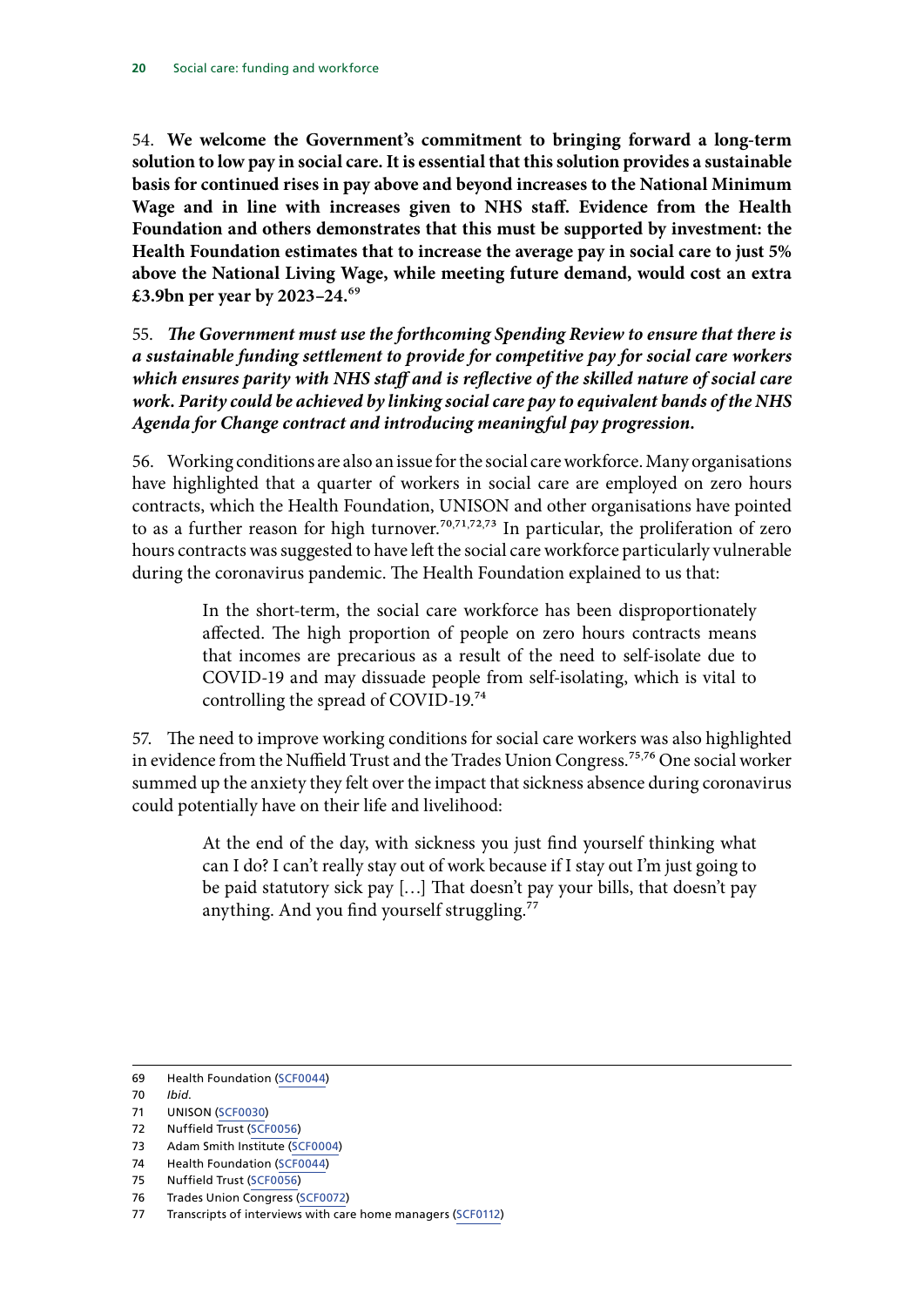54. **We welcome the Government's commitment to bringing forward a long-term solution to low pay in social care. It is essential that this solution provides a sustainable basis for continued rises in pay above and beyond increases to the National Minimum Wage and in line with increases given to NHS staff. Evidence from the Health Foundation and others demonstrates that this must be supported by investment: the Health Foundation estimates that to increase the average pay in social care to just 5% above the National Living Wage, while meeting future demand, would cost an extra £3.9bn per year by 2023–24.**[69]

55. ***The Government must use the forthcoming Spending Review to ensure that there is a sustainable funding settlement to provide for competitive pay for social care workers which ensures parity with NHS staff and is reflective of the skilled nature of social care work. Parity could be achieved by linking social care pay to equivalent bands of the NHS Agenda for Change contract and introducing meaningful pay progression.***

56. Working conditions are also an issue for the social care workforce. Many organisations have highlighted that a quarter of workers in social care are employed on zero hours contracts, which the Health Foundation, UNISON and other organisations have pointed to as a further reason for high turnover.[70,71,72,73] In particular, the proliferation of zero hours contracts was suggested to have left the social care workforce particularly vulnerable during the coronavirus pandemic. The Health Foundation explained to us that:

> In the short-term, the social care workforce has been disproportionately affected. The high proportion of people on zero hours contracts means that incomes are precarious as a result of the need to self-isolate due to COVID-19 and may dissuade people from self-isolating, which is vital to controlling the spread of COVID-19.[74]

57. The need to improve working conditions for social care workers was also highlighted in evidence from the Nuffield Trust and the Trades Union Congress.[75,76] One social worker summed up the anxiety they felt over the impact that sickness absence during coronavirus could potentially have on their life and livelihood:

> At the end of the day, with sickness you just find yourself thinking what can I do? I can't really stay out of work because if I stay out I'm just going to be paid statutory sick pay […] That doesn't pay your bills, that doesn't pay anything. And you find yourself struggling.[77]

---

69 Health Foundation (SCF0044)
70 *Ibid.*
71 UNISON (SCF0030)
72 Nuffield Trust (SCF0056)
73 Adam Smith Institute (SCF0004)
74 Health Foundation (SCF0044)
75 Nuffield Trust (SCF0056)
76 Trades Union Congress (SCF0072)
77 Transcripts of interviews with care home managers (SCF0112)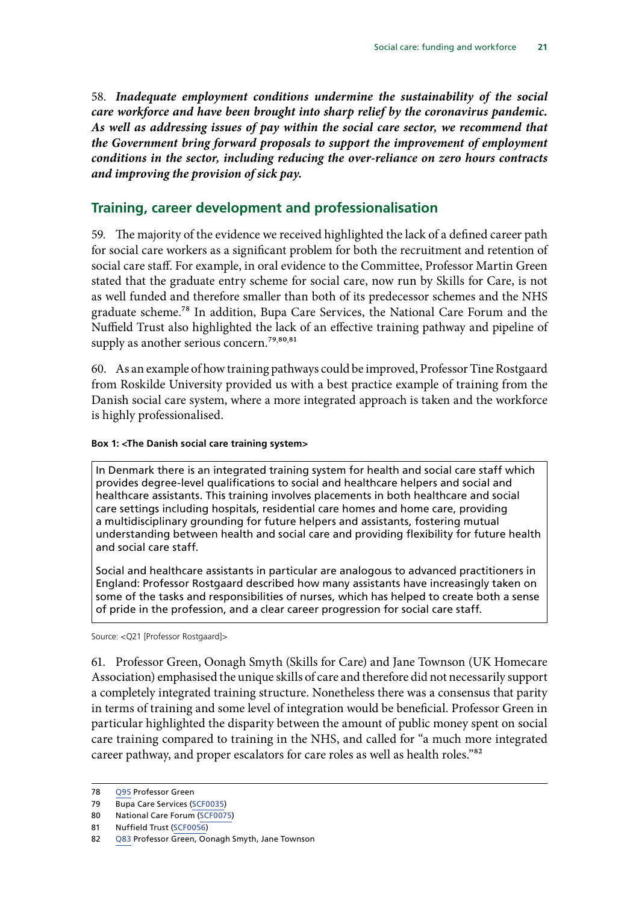58. ***Inadequate employment conditions undermine the sustainability of the social care workforce and have been brought into sharp relief by the coronavirus pandemic. As well as addressing issues of pay within the social care sector, we recommend that the Government bring forward proposals to support the improvement of employment conditions in the sector, including reducing the over-reliance on zero hours contracts and improving the provision of sick pay.***

## Training, career development and professionalisation

59. The majority of the evidence we received highlighted the lack of a defined career path for social care workers as a significant problem for both the recruitment and retention of social care staff. For example, in oral evidence to the Committee, Professor Martin Green stated that the graduate entry scheme for social care, now run by Skills for Care, is not as well funded and therefore smaller than both of its predecessor schemes and the NHS graduate scheme.[78] In addition, Bupa Care Services, the National Care Forum and the Nuffield Trust also highlighted the lack of an effective training pathway and pipeline of supply as another serious concern.[79,80,81]

60. As an example of how training pathways could be improved, Professor Tine Rostgaard from Roskilde University provided us with a best practice example of training from the Danish social care system, where a more integrated approach is taken and the workforce is highly professionalised.

**Box 1: <The Danish social care training system>**

> In Denmark there is an integrated training system for health and social care staff which provides degree-level qualifications to social and healthcare helpers and social and healthcare assistants. This training involves placements in both healthcare and social care settings including hospitals, residential care homes and home care, providing a multidisciplinary grounding for future helpers and assistants, fostering mutual understanding between health and social care and providing flexibility for future health and social care staff.
>
> Social and healthcare assistants in particular are analogous to advanced practitioners in England: Professor Rostgaard described how many assistants have increasingly taken on some of the tasks and responsibilities of nurses, which has helped to create both a sense of pride in the profession, and a clear career progression for social care staff.

Source: <Q21 [Professor Rostgaard]>

61. Professor Green, Oonagh Smyth (Skills for Care) and Jane Townson (UK Homecare Association) emphasised the unique skills of care and therefore did not necessarily support a completely integrated training structure. Nonetheless there was a consensus that parity in terms of training and some level of integration would be beneficial. Professor Green in particular highlighted the disparity between the amount of public money spent on social care training compared to training in the NHS, and called for "a much more integrated career pathway, and proper escalators for care roles as well as health roles."[82]

---

78 Q95 Professor Green

79 Bupa Care Services (SCF0035)

80 National Care Forum (SCF0075)

81 Nuffield Trust (SCF0056)

82 Q83 Professor Green, Oonagh Smyth, Jane Townson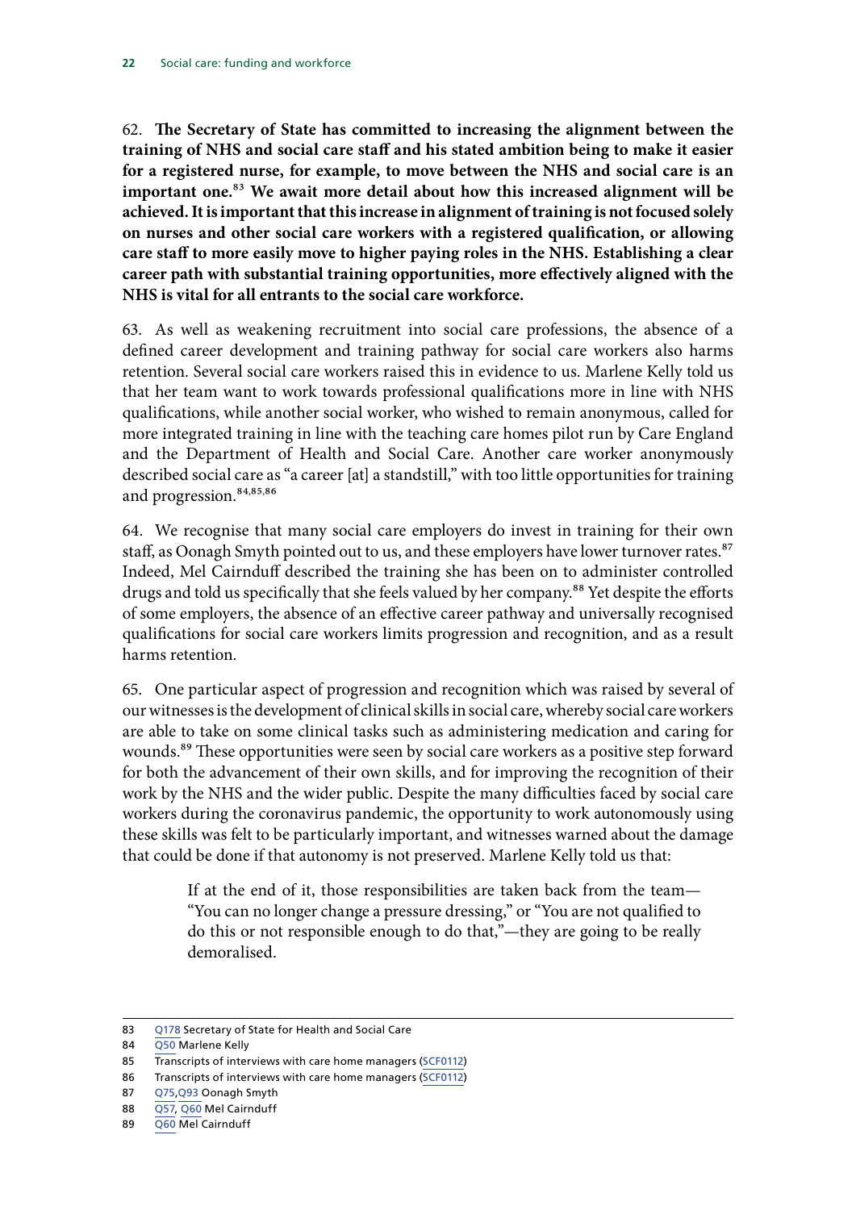62. **The Secretary of State has committed to increasing the alignment between the training of NHS and social care staff and his stated ambition being to make it easier for a registered nurse, for example, to move between the NHS and social care is an important one.**[83] **We await more detail about how this increased alignment will be achieved. It is important that this increase in alignment of training is not focused solely on nurses and other social care workers with a registered qualification, or allowing care staff to more easily move to higher paying roles in the NHS. Establishing a clear career path with substantial training opportunities, more effectively aligned with the NHS is vital for all entrants to the social care workforce.**

63. As well as weakening recruitment into social care professions, the absence of a defined career development and training pathway for social care workers also harms retention. Several social care workers raised this in evidence to us. Marlene Kelly told us that her team want to work towards professional qualifications more in line with NHS qualifications, while another social worker, who wished to remain anonymous, called for more integrated training in line with the teaching care homes pilot run by Care England and the Department of Health and Social Care. Another care worker anonymously described social care as "a career [at] a standstill," with too little opportunities for training and progression.[84,85,86]

64. We recognise that many social care employers do invest in training for their own staff, as Oonagh Smyth pointed out to us, and these employers have lower turnover rates.[87] Indeed, Mel Cairnduff described the training she has been on to administer controlled drugs and told us specifically that she feels valued by her company.[88] Yet despite the efforts of some employers, the absence of an effective career pathway and universally recognised qualifications for social care workers limits progression and recognition, and as a result harms retention.

65. One particular aspect of progression and recognition which was raised by several of our witnesses is the development of clinical skills in social care, whereby social care workers are able to take on some clinical tasks such as administering medication and caring for wounds.[89] These opportunities were seen by social care workers as a positive step forward for both the advancement of their own skills, and for improving the recognition of their work by the NHS and the wider public. Despite the many difficulties faced by social care workers during the coronavirus pandemic, the opportunity to work autonomously using these skills was felt to be particularly important, and witnesses warned about the damage that could be done if that autonomy is not preserved. Marlene Kelly told us that:

> If at the end of it, those responsibilities are taken back from the team—"You can no longer change a pressure dressing," or "You are not qualified to do this or not responsible enough to do that,"—they are going to be really demoralised.

---

83 Q178 Secretary of State for Health and Social Care

84 Q50 Marlene Kelly

85 Transcripts of interviews with care home managers (SCF0112)

86 Transcripts of interviews with care home managers (SCF0112)

87 Q75,Q93 Oonagh Smyth

88 Q57, Q60 Mel Cairnduff

89 Q60 Mel Cairnduff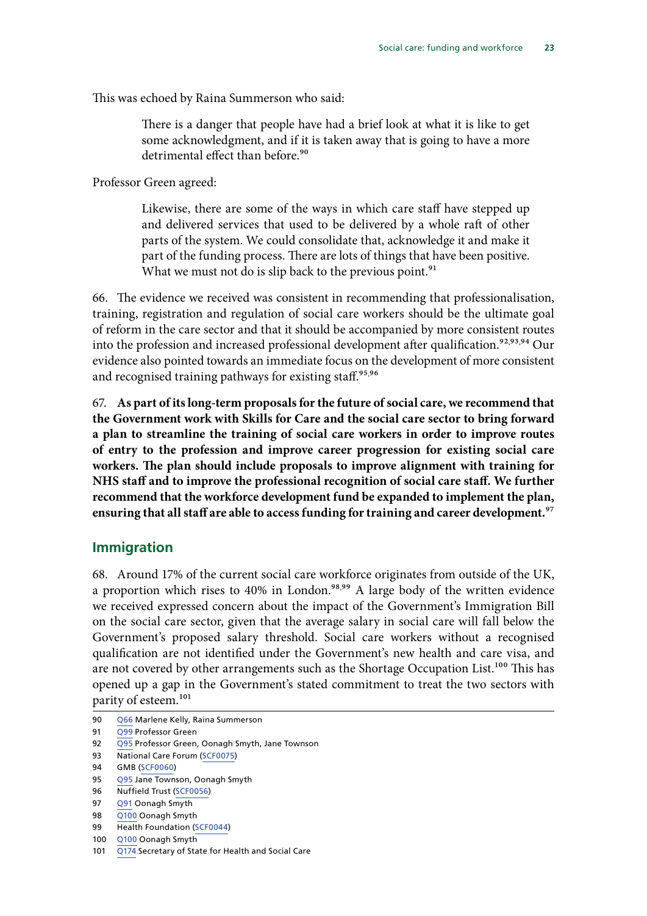This was echoed by Raina Summerson who said:

> There is a danger that people have had a brief look at what it is like to get some acknowledgment, and if it is taken away that is going to have a more detrimental effect than before.[90]

Professor Green agreed:

> Likewise, there are some of the ways in which care staff have stepped up and delivered services that used to be delivered by a whole raft of other parts of the system. We could consolidate that, acknowledge it and make it part of the funding process. There are lots of things that have been positive. What we must not do is slip back to the previous point.[91]

66. The evidence we received was consistent in recommending that professionalisation, training, registration and regulation of social care workers should be the ultimate goal of reform in the care sector and that it should be accompanied by more consistent routes into the profession and increased professional development after qualification.[92,93,94] Our evidence also pointed towards an immediate focus on the development of more consistent and recognised training pathways for existing staff.[95,96]

67. **As part of its long-term proposals for the future of social care, we recommend that the Government work with Skills for Care and the social care sector to bring forward a plan to streamline the training of social care workers in order to improve routes of entry to the profession and improve career progression for existing social care workers. The plan should include proposals to improve alignment with training for NHS staff and to improve the professional recognition of social care staff. We further recommend that the workforce development fund be expanded to implement the plan, ensuring that all staff are able to access funding for training and career development.**[97]

## Immigration

68. Around 17% of the current social care workforce originates from outside of the UK, a proportion which rises to 40% in London.[98,99] A large body of the written evidence we received expressed concern about the impact of the Government's Immigration Bill on the social care sector, given that the average salary in social care will fall below the Government's proposed salary threshold. Social care workers without a recognised qualification are not identified under the Government's new health and care visa, and are not covered by other arrangements such as the Shortage Occupation List.[100] This has opened up a gap in the Government's stated commitment to treat the two sectors with parity of esteem.[101]

---

90 Q66 Marlene Kelly, Raina Summerson
91 Q99 Professor Green
92 Q95 Professor Green, Oonagh Smyth, Jane Townson
93 National Care Forum (SCF0075)
94 GMB (SCF0060)
95 Q95 Jane Townson, Oonagh Smyth
96 Nuffield Trust (SCF0056)
97 Q91 Oonagh Smyth
98 Q100 Oonagh Smyth
99 Health Foundation (SCF0044)
100 Q100 Oonagh Smyth
101 Q174 Secretary of State for Health and Social Care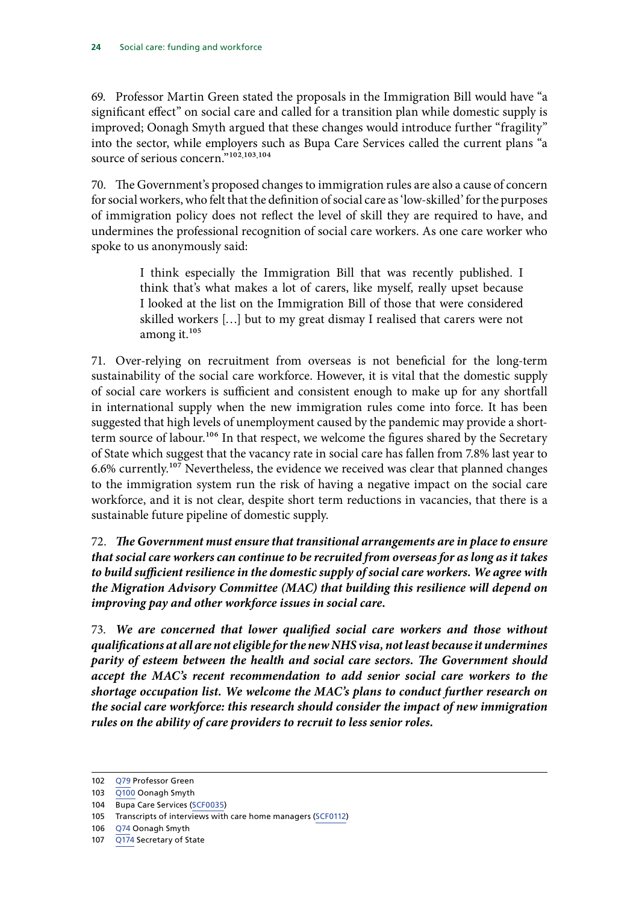69. Professor Martin Green stated the proposals in the Immigration Bill would have "a significant effect" on social care and called for a transition plan while domestic supply is improved; Oonagh Smyth argued that these changes would introduce further "fragility" into the sector, while employers such as Bupa Care Services called the current plans "a source of serious concern."[102,103,104]

70. The Government's proposed changes to immigration rules are also a cause of concern for social workers, who felt that the definition of social care as 'low-skilled' for the purposes of immigration policy does not reflect the level of skill they are required to have, and undermines the professional recognition of social care workers. As one care worker who spoke to us anonymously said:

> I think especially the Immigration Bill that was recently published. I think that's what makes a lot of carers, like myself, really upset because I looked at the list on the Immigration Bill of those that were considered skilled workers […] but to my great dismay I realised that carers were not among it.[105]

71. Over-relying on recruitment from overseas is not beneficial for the long-term sustainability of the social care workforce. However, it is vital that the domestic supply of social care workers is sufficient and consistent enough to make up for any shortfall in international supply when the new immigration rules come into force. It has been suggested that high levels of unemployment caused by the pandemic may provide a short-term source of labour.[106] In that respect, we welcome the figures shared by the Secretary of State which suggest that the vacancy rate in social care has fallen from 7.8% last year to 6.6% currently.[107] Nevertheless, the evidence we received was clear that planned changes to the immigration system run the risk of having a negative impact on the social care workforce, and it is not clear, despite short term reductions in vacancies, that there is a sustainable future pipeline of domestic supply.

72. ***The Government must ensure that transitional arrangements are in place to ensure that social care workers can continue to be recruited from overseas for as long as it takes to build sufficient resilience in the domestic supply of social care workers. We agree with the Migration Advisory Committee (MAC) that building this resilience will depend on improving pay and other workforce issues in social care.***

73. ***We are concerned that lower qualified social care workers and those without qualifications at all are not eligible for the new NHS visa, not least because it undermines parity of esteem between the health and social care sectors. The Government should accept the MAC's recent recommendation to add senior social care workers to the shortage occupation list. We welcome the MAC's plans to conduct further research on the social care workforce: this research should consider the impact of new immigration rules on the ability of care providers to recruit to less senior roles.***

---

102 Q79 Professor Green

103 Q100 Oonagh Smyth

104 Bupa Care Services (SCF0035)

105 Transcripts of interviews with care home managers (SCF0112)

106 Q74 Oonagh Smyth

107 Q174 Secretary of State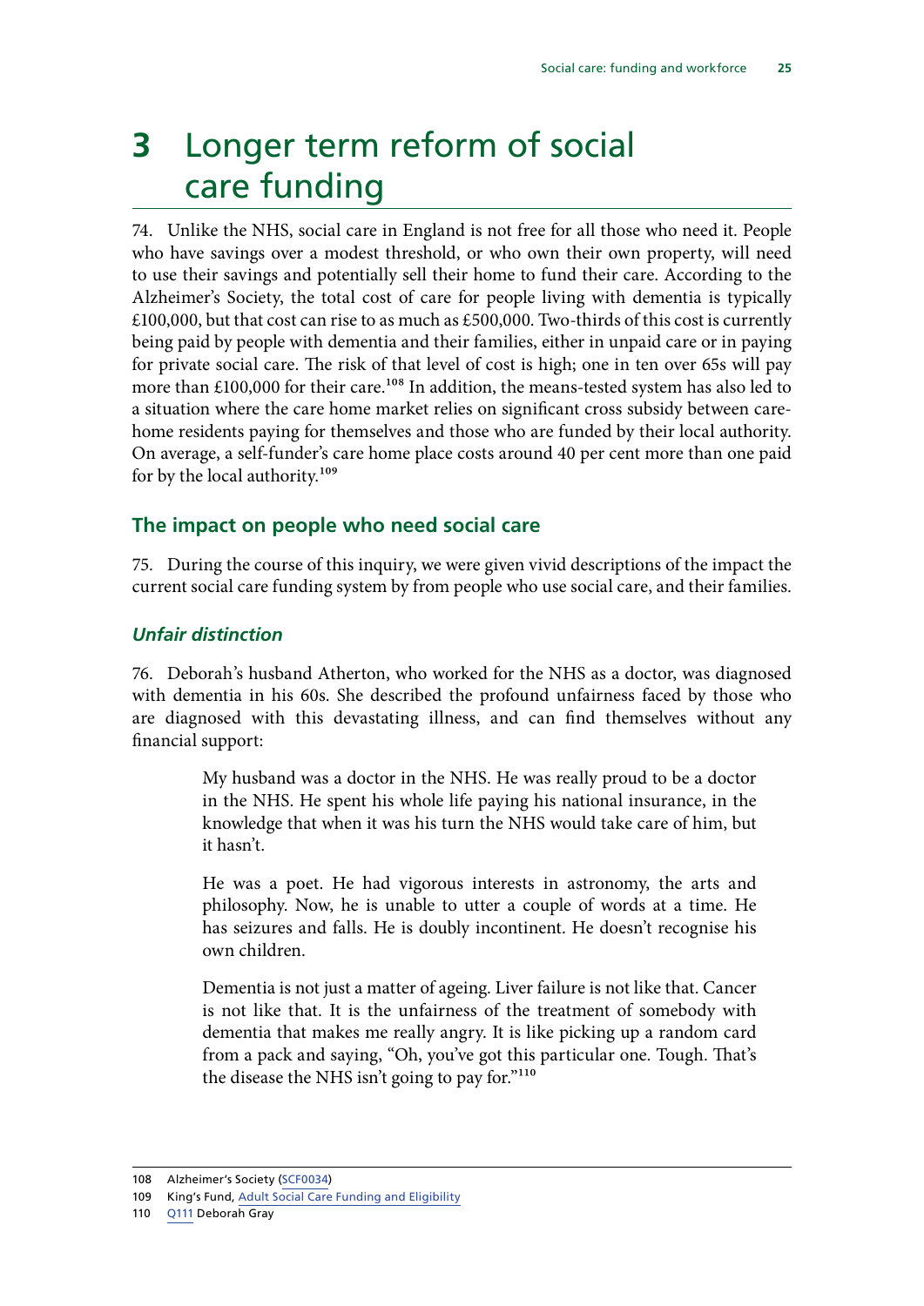# 3 Longer term reform of social care funding

74. Unlike the NHS, social care in England is not free for all those who need it. People who have savings over a modest threshold, or who own their own property, will need to use their savings and potentially sell their home to fund their care. According to the Alzheimer's Society, the total cost of care for people living with dementia is typically £100,000, but that cost can rise to as much as £500,000. Two-thirds of this cost is currently being paid by people with dementia and their families, either in unpaid care or in paying for private social care. The risk of that level of cost is high; one in ten over 65s will pay more than £100,000 for their care.[108] In addition, the means-tested system has also led to a situation where the care home market relies on significant cross subsidy between care-home residents paying for themselves and those who are funded by their local authority. On average, a self-funder's care home place costs around 40 per cent more than one paid for by the local authority.[109]

## The impact on people who need social care

75. During the course of this inquiry, we were given vivid descriptions of the impact the current social care funding system by from people who use social care, and their families.

### *Unfair distinction*

76. Deborah's husband Atherton, who worked for the NHS as a doctor, was diagnosed with dementia in his 60s. She described the profound unfairness faced by those who are diagnosed with this devastating illness, and can find themselves without any financial support:

> My husband was a doctor in the NHS. He was really proud to be a doctor in the NHS. He spent his whole life paying his national insurance, in the knowledge that when it was his turn the NHS would take care of him, but it hasn't.
>
> He was a poet. He had vigorous interests in astronomy, the arts and philosophy. Now, he is unable to utter a couple of words at a time. He has seizures and falls. He is doubly incontinent. He doesn't recognise his own children.
>
> Dementia is not just a matter of ageing. Liver failure is not like that. Cancer is not like that. It is the unfairness of the treatment of somebody with dementia that makes me really angry. It is like picking up a random card from a pack and saying, "Oh, you've got this particular one. Tough. That's the disease the NHS isn't going to pay for."[110]

---

108 Alzheimer's Society (SCF0034)

109 King's Fund, Adult Social Care Funding and Eligibility

110 Q111 Deborah Gray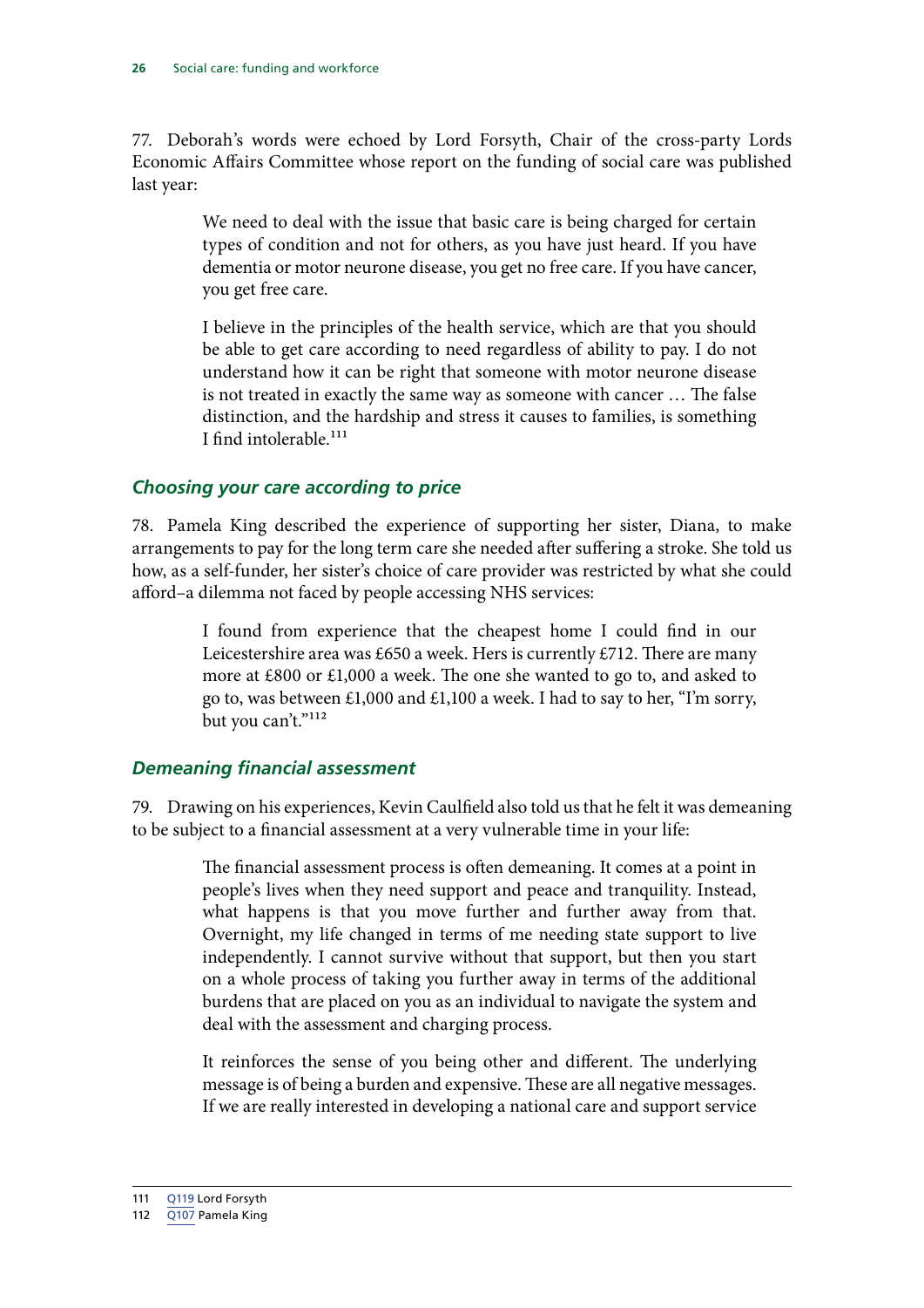77. Deborah's words were echoed by Lord Forsyth, Chair of the cross-party Lords Economic Affairs Committee whose report on the funding of social care was published last year:

> We need to deal with the issue that basic care is being charged for certain types of condition and not for others, as you have just heard. If you have dementia or motor neurone disease, you get no free care. If you have cancer, you get free care.
>
> I believe in the principles of the health service, which are that you should be able to get care according to need regardless of ability to pay. I do not understand how it can be right that someone with motor neurone disease is not treated in exactly the same way as someone with cancer … The false distinction, and the hardship and stress it causes to families, is something I find intolerable.[111]

### *Choosing your care according to price*

78. Pamela King described the experience of supporting her sister, Diana, to make arrangements to pay for the long term care she needed after suffering a stroke. She told us how, as a self-funder, her sister's choice of care provider was restricted by what she could afford–a dilemma not faced by people accessing NHS services:

> I found from experience that the cheapest home I could find in our Leicestershire area was £650 a week. Hers is currently £712. There are many more at £800 or £1,000 a week. The one she wanted to go to, and asked to go to, was between £1,000 and £1,100 a week. I had to say to her, "I'm sorry, but you can't."[112]

### *Demeaning financial assessment*

79. Drawing on his experiences, Kevin Caulfield also told us that he felt it was demeaning to be subject to a financial assessment at a very vulnerable time in your life:

> The financial assessment process is often demeaning. It comes at a point in people's lives when they need support and peace and tranquility. Instead, what happens is that you move further and further away from that. Overnight, my life changed in terms of me needing state support to live independently. I cannot survive without that support, but then you start on a whole process of taking you further away in terms of the additional burdens that are placed on you as an individual to navigate the system and deal with the assessment and charging process.
>
> It reinforces the sense of you being other and different. The underlying message is of being a burden and expensive. These are all negative messages. If we are really interested in developing a national care and support service

111 Q119 Lord Forsyth

112 Q107 Pamela King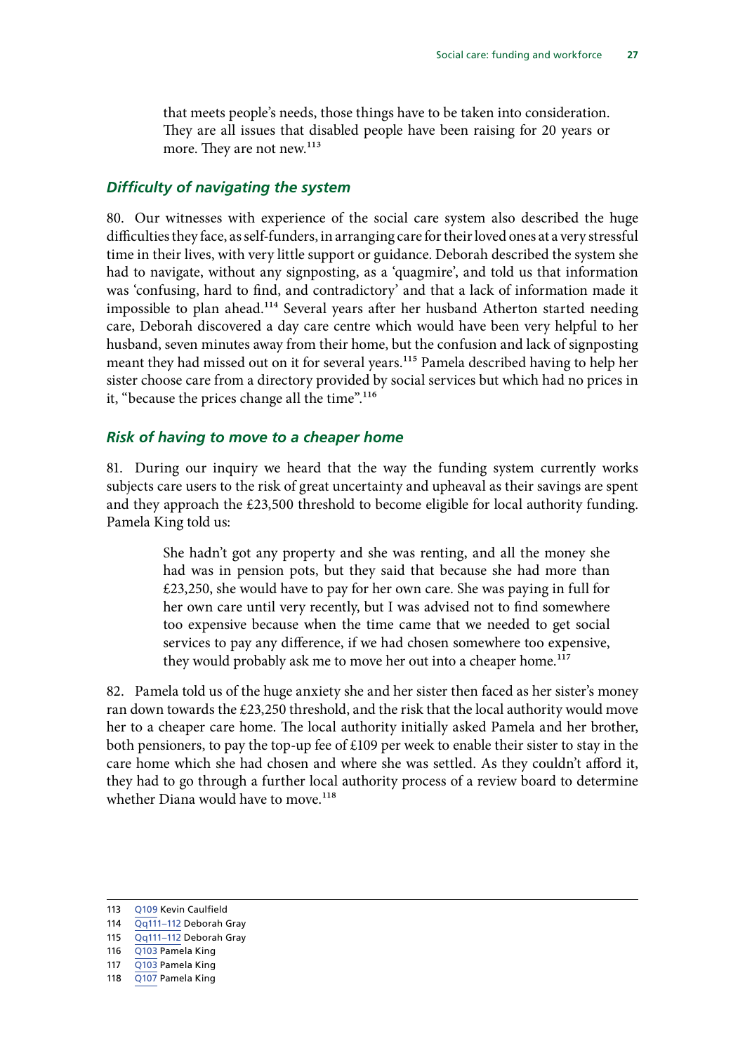that meets people's needs, those things have to be taken into consideration. They are all issues that disabled people have been raising for 20 years or more. They are not new.[113]

### *Difficulty of navigating the system*

80. Our witnesses with experience of the social care system also described the huge difficulties they face, as self-funders, in arranging care for their loved ones at a very stressful time in their lives, with very little support or guidance. Deborah described the system she had to navigate, without any signposting, as a 'quagmire', and told us that information was 'confusing, hard to find, and contradictory' and that a lack of information made it impossible to plan ahead.[114] Several years after her husband Atherton started needing care, Deborah discovered a day care centre which would have been very helpful to her husband, seven minutes away from their home, but the confusion and lack of signposting meant they had missed out on it for several years.[115] Pamela described having to help her sister choose care from a directory provided by social services but which had no prices in it, "because the prices change all the time".[116]

### *Risk of having to move to a cheaper home*

81. During our inquiry we heard that the way the funding system currently works subjects care users to the risk of great uncertainty and upheaval as their savings are spent and they approach the £23,500 threshold to become eligible for local authority funding. Pamela King told us:

> She hadn't got any property and she was renting, and all the money she had was in pension pots, but they said that because she had more than £23,250, she would have to pay for her own care. She was paying in full for her own care until very recently, but I was advised not to find somewhere too expensive because when the time came that we needed to get social services to pay any difference, if we had chosen somewhere too expensive, they would probably ask me to move her out into a cheaper home.[117]

82. Pamela told us of the huge anxiety she and her sister then faced as her sister's money ran down towards the £23,250 threshold, and the risk that the local authority would move her to a cheaper care home. The local authority initially asked Pamela and her brother, both pensioners, to pay the top-up fee of £109 per week to enable their sister to stay in the care home which she had chosen and where she was settled. As they couldn't afford it, they had to go through a further local authority process of a review board to determine whether Diana would have to move.[118]

---

113 Q109 Kevin Caulfield
114 Qq111–112 Deborah Gray
115 Qq111–112 Deborah Gray
116 Q103 Pamela King
117 Q103 Pamela King
118 Q107 Pamela King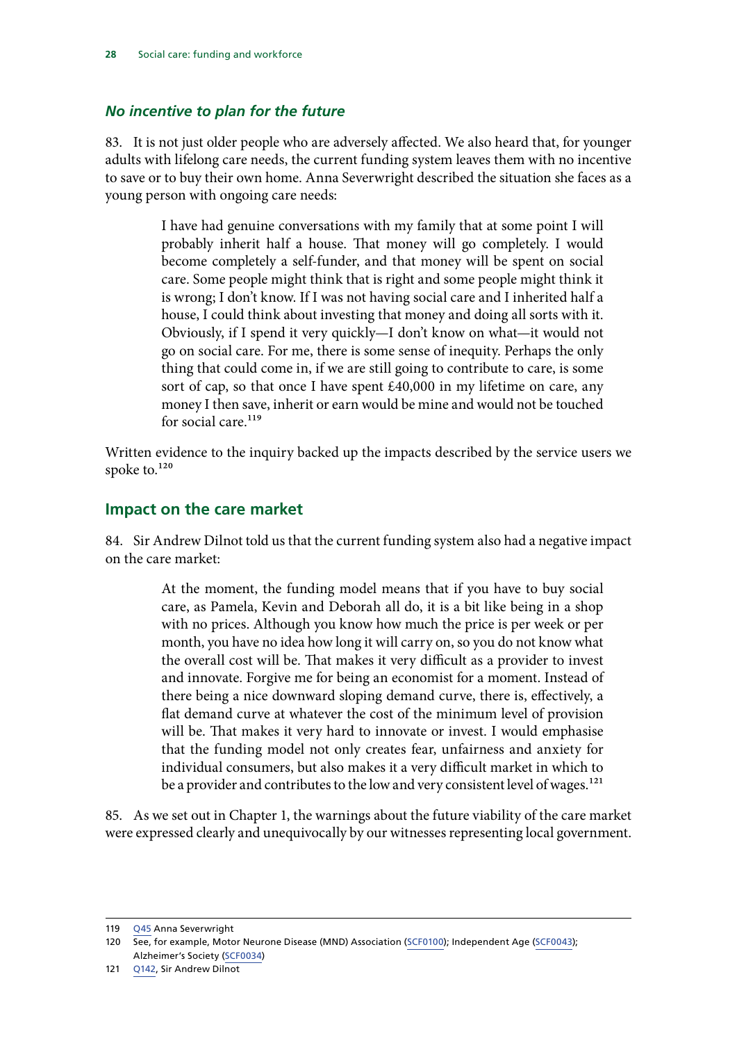### *No incentive to plan for the future*

83. It is not just older people who are adversely affected. We also heard that, for younger adults with lifelong care needs, the current funding system leaves them with no incentive to save or to buy their own home. Anna Severwright described the situation she faces as a young person with ongoing care needs:

> I have had genuine conversations with my family that at some point I will probably inherit half a house. That money will go completely. I would become completely a self-funder, and that money will be spent on social care. Some people might think that is right and some people might think it is wrong; I don't know. If I was not having social care and I inherited half a house, I could think about investing that money and doing all sorts with it. Obviously, if I spend it very quickly—I don't know on what—it would not go on social care. For me, there is some sense of inequity. Perhaps the only thing that could come in, if we are still going to contribute to care, is some sort of cap, so that once I have spent £40,000 in my lifetime on care, any money I then save, inherit or earn would be mine and would not be touched for social care.[119]

Written evidence to the inquiry backed up the impacts described by the service users we spoke to.[120]

## Impact on the care market

84. Sir Andrew Dilnot told us that the current funding system also had a negative impact on the care market:

> At the moment, the funding model means that if you have to buy social care, as Pamela, Kevin and Deborah all do, it is a bit like being in a shop with no prices. Although you know how much the price is per week or per month, you have no idea how long it will carry on, so you do not know what the overall cost will be. That makes it very difficult as a provider to invest and innovate. Forgive me for being an economist for a moment. Instead of there being a nice downward sloping demand curve, there is, effectively, a flat demand curve at whatever the cost of the minimum level of provision will be. That makes it very hard to innovate or invest. I would emphasise that the funding model not only creates fear, unfairness and anxiety for individual consumers, but also makes it a very difficult market in which to be a provider and contributes to the low and very consistent level of wages.[121]

85. As we set out in Chapter 1, the warnings about the future viability of the care market were expressed clearly and unequivocally by our witnesses representing local government.

---

119 Q45 Anna Severwright

120 See, for example, Motor Neurone Disease (MND) Association (SCF0100); Independent Age (SCF0043); Alzheimer's Society (SCF0034)

121 Q142, Sir Andrew Dilnot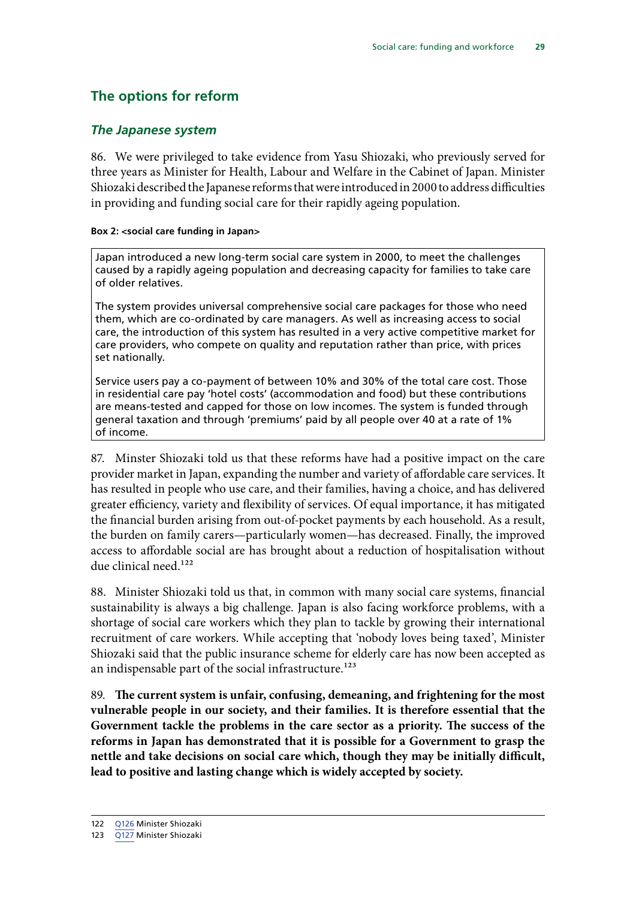## The options for reform

### *The Japanese system*

86. We were privileged to take evidence from Yasu Shiozaki, who previously served for three years as Minister for Health, Labour and Welfare in the Cabinet of Japan. Minister Shiozaki described the Japanese reforms that were introduced in 2000 to address difficulties in providing and funding social care for their rapidly ageing population.

**Box 2: <social care funding in Japan>**

> Japan introduced a new long-term social care system in 2000, to meet the challenges caused by a rapidly ageing population and decreasing capacity for families to take care of older relatives.
>
> The system provides universal comprehensive social care packages for those who need them, which are co-ordinated by care managers. As well as increasing access to social care, the introduction of this system has resulted in a very active competitive market for care providers, who compete on quality and reputation rather than price, with prices set nationally.
>
> Service users pay a co-payment of between 10% and 30% of the total care cost. Those in residential care pay 'hotel costs' (accommodation and food) but these contributions are means-tested and capped for those on low incomes. The system is funded through general taxation and through 'premiums' paid by all people over 40 at a rate of 1% of income.

87. Minster Shiozaki told us that these reforms have had a positive impact on the care provider market in Japan, expanding the number and variety of affordable care services. It has resulted in people who use care, and their families, having a choice, and has delivered greater efficiency, variety and flexibility of services. Of equal importance, it has mitigated the financial burden arising from out-of-pocket payments by each household. As a result, the burden on family carers—particularly women—has decreased. Finally, the improved access to affordable social are has brought about a reduction of hospitalisation without due clinical need.[122]

88. Minister Shiozaki told us that, in common with many social care systems, financial sustainability is always a big challenge. Japan is also facing workforce problems, with a shortage of social care workers which they plan to tackle by growing their international recruitment of care workers. While accepting that 'nobody loves being taxed', Minister Shiozaki said that the public insurance scheme for elderly care has now been accepted as an indispensable part of the social infrastructure.[123]

89. **The current system is unfair, confusing, demeaning, and frightening for the most vulnerable people in our society, and their families. It is therefore essential that the Government tackle the problems in the care sector as a priority. The success of the reforms in Japan has demonstrated that it is possible for a Government to grasp the nettle and take decisions on social care which, though they may be initially difficult, lead to positive and lasting change which is widely accepted by society.**

122 Q126 Minister Shiozaki
123 Q127 Minister Shiozaki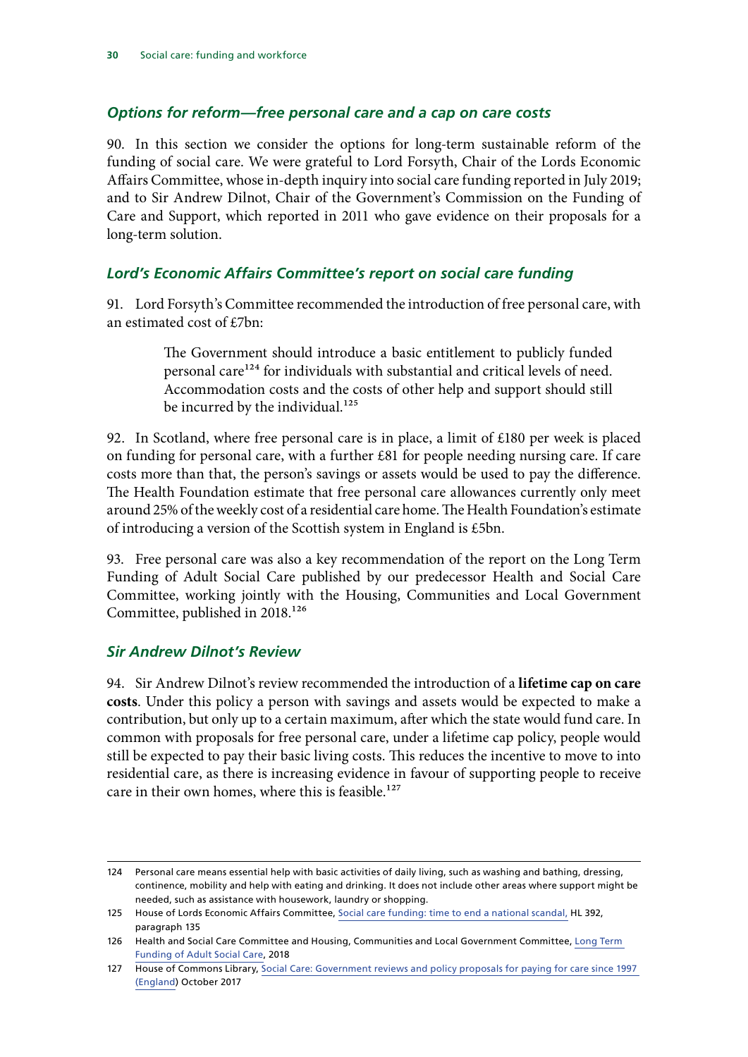### *Options for reform—free personal care and a cap on care costs*

90. In this section we consider the options for long-term sustainable reform of the funding of social care. We were grateful to Lord Forsyth, Chair of the Lords Economic Affairs Committee, whose in-depth inquiry into social care funding reported in July 2019; and to Sir Andrew Dilnot, Chair of the Government's Commission on the Funding of Care and Support, which reported in 2011 who gave evidence on their proposals for a long-term solution.

### *Lord's Economic Affairs Committee's report on social care funding*

91. Lord Forsyth's Committee recommended the introduction of free personal care, with an estimated cost of £7bn:

> The Government should introduce a basic entitlement to publicly funded personal care[124] for individuals with substantial and critical levels of need. Accommodation costs and the costs of other help and support should still be incurred by the individual.[125]

92. In Scotland, where free personal care is in place, a limit of £180 per week is placed on funding for personal care, with a further £81 for people needing nursing care. If care costs more than that, the person's savings or assets would be used to pay the difference. The Health Foundation estimate that free personal care allowances currently only meet around 25% of the weekly cost of a residential care home. The Health Foundation's estimate of introducing a version of the Scottish system in England is £5bn.

93. Free personal care was also a key recommendation of the report on the Long Term Funding of Adult Social Care published by our predecessor Health and Social Care Committee, working jointly with the Housing, Communities and Local Government Committee, published in 2018.[126]

### *Sir Andrew Dilnot's Review*

94. Sir Andrew Dilnot's review recommended the introduction of a **lifetime cap on care costs**. Under this policy a person with savings and assets would be expected to make a contribution, but only up to a certain maximum, after which the state would fund care. In common with proposals for free personal care, under a lifetime cap policy, people would still be expected to pay their basic living costs. This reduces the incentive to move to into residential care, as there is increasing evidence in favour of supporting people to receive care in their own homes, where this is feasible.[127]

---

124 Personal care means essential help with basic activities of daily living, such as washing and bathing, dressing, continence, mobility and help with eating and drinking. It does not include other areas where support might be needed, such as assistance with housework, laundry or shopping.

125 House of Lords Economic Affairs Committee, Social care funding: time to end a national scandal, HL 392, paragraph 135

126 Health and Social Care Committee and Housing, Communities and Local Government Committee, Long Term Funding of Adult Social Care, 2018

127 House of Commons Library, Social Care: Government reviews and policy proposals for paying for care since 1997 (England) October 2017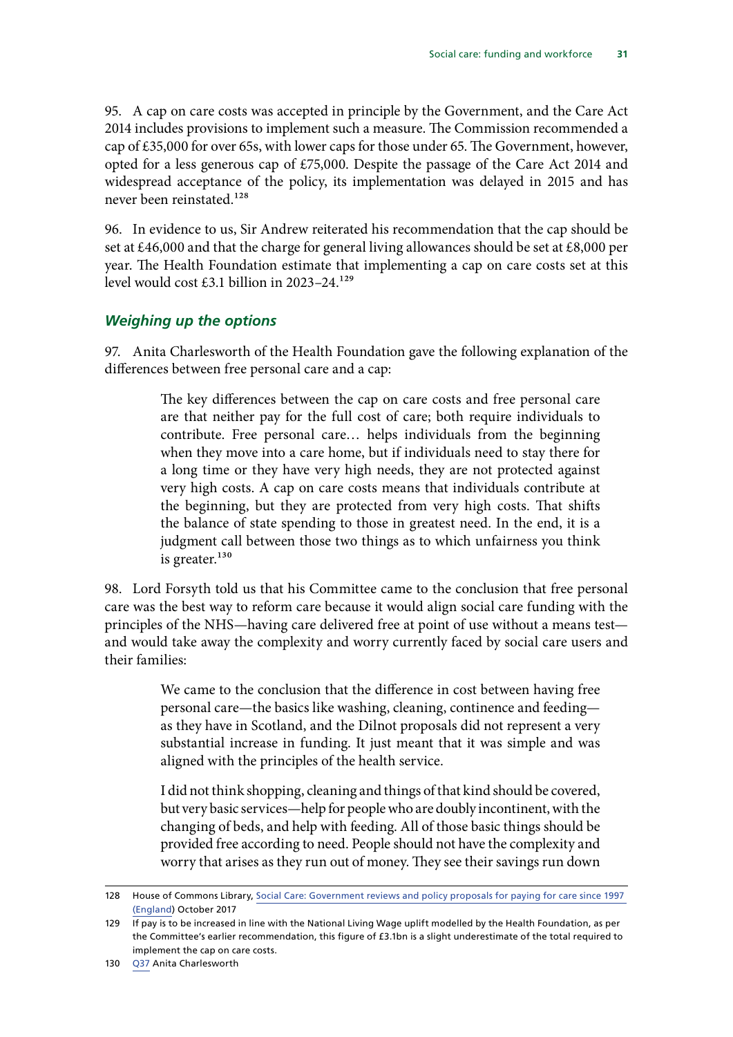95. A cap on care costs was accepted in principle by the Government, and the Care Act 2014 includes provisions to implement such a measure. The Commission recommended a cap of £35,000 for over 65s, with lower caps for those under 65. The Government, however, opted for a less generous cap of £75,000. Despite the passage of the Care Act 2014 and widespread acceptance of the policy, its implementation was delayed in 2015 and has never been reinstated.[128]

96. In evidence to us, Sir Andrew reiterated his recommendation that the cap should be set at £46,000 and that the charge for general living allowances should be set at £8,000 per year. The Health Foundation estimate that implementing a cap on care costs set at this level would cost £3.1 billion in 2023–24.[129]

### *Weighing up the options*

97. Anita Charlesworth of the Health Foundation gave the following explanation of the differences between free personal care and a cap:

> The key differences between the cap on care costs and free personal care are that neither pay for the full cost of care; both require individuals to contribute. Free personal care… helps individuals from the beginning when they move into a care home, but if individuals need to stay there for a long time or they have very high needs, they are not protected against very high costs. A cap on care costs means that individuals contribute at the beginning, but they are protected from very high costs. That shifts the balance of state spending to those in greatest need. In the end, it is a judgment call between those two things as to which unfairness you think is greater.[130]

98. Lord Forsyth told us that his Committee came to the conclusion that free personal care was the best way to reform care because it would align social care funding with the principles of the NHS—having care delivered free at point of use without a means test—and would take away the complexity and worry currently faced by social care users and their families:

> We came to the conclusion that the difference in cost between having free personal care—the basics like washing, cleaning, continence and feeding—as they have in Scotland, and the Dilnot proposals did not represent a very substantial increase in funding. It just meant that it was simple and was aligned with the principles of the health service.
>
> I did not think shopping, cleaning and things of that kind should be covered, but very basic services—help for people who are doubly incontinent, with the changing of beds, and help with feeding. All of those basic things should be provided free according to need. People should not have the complexity and worry that arises as they run out of money. They see their savings run down

---

128 House of Commons Library, Social Care: Government reviews and policy proposals for paying for care since 1997 (England) October 2017

129 If pay is to be increased in line with the National Living Wage uplift modelled by the Health Foundation, as per the Committee's earlier recommendation, this figure of £3.1bn is a slight underestimate of the total required to implement the cap on care costs.

130 Q37 Anita Charlesworth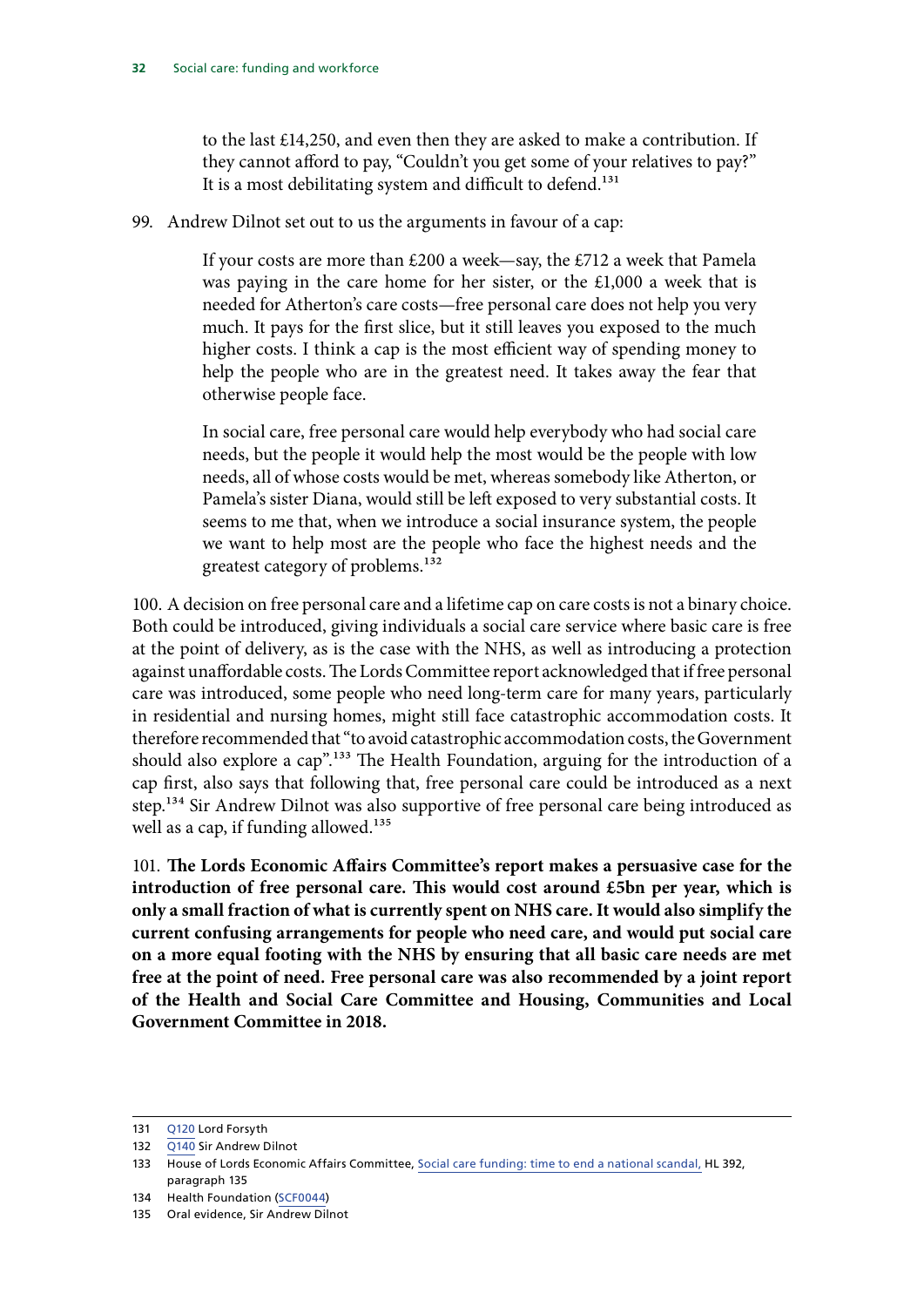> to the last £14,250, and even then they are asked to make a contribution. If they cannot afford to pay, "Couldn't you get some of your relatives to pay?" It is a most debilitating system and difficult to defend.[131]

99. Andrew Dilnot set out to us the arguments in favour of a cap:

> If your costs are more than £200 a week—say, the £712 a week that Pamela was paying in the care home for her sister, or the £1,000 a week that is needed for Atherton's care costs—free personal care does not help you very much. It pays for the first slice, but it still leaves you exposed to the much higher costs. I think a cap is the most efficient way of spending money to help the people who are in the greatest need. It takes away the fear that otherwise people face.
>
> In social care, free personal care would help everybody who had social care needs, but the people it would help the most would be the people with low needs, all of whose costs would be met, whereas somebody like Atherton, or Pamela's sister Diana, would still be left exposed to very substantial costs. It seems to me that, when we introduce a social insurance system, the people we want to help most are the people who face the highest needs and the greatest category of problems.[132]

100. A decision on free personal care and a lifetime cap on care costs is not a binary choice. Both could be introduced, giving individuals a social care service where basic care is free at the point of delivery, as is the case with the NHS, as well as introducing a protection against unaffordable costs. The Lords Committee report acknowledged that if free personal care was introduced, some people who need long-term care for many years, particularly in residential and nursing homes, might still face catastrophic accommodation costs. It therefore recommended that "to avoid catastrophic accommodation costs, the Government should also explore a cap".[133] The Health Foundation, arguing for the introduction of a cap first, also says that following that, free personal care could be introduced as a next step.[134] Sir Andrew Dilnot was also supportive of free personal care being introduced as well as a cap, if funding allowed.[135]

101. **The Lords Economic Affairs Committee's report makes a persuasive case for the introduction of free personal care. This would cost around £5bn per year, which is only a small fraction of what is currently spent on NHS care. It would also simplify the current confusing arrangements for people who need care, and would put social care on a more equal footing with the NHS by ensuring that all basic care needs are met free at the point of need. Free personal care was also recommended by a joint report of the Health and Social Care Committee and Housing, Communities and Local Government Committee in 2018.**

---

131 Q120 Lord Forsyth

132 Q140 Sir Andrew Dilnot

133 House of Lords Economic Affairs Committee, Social care funding: time to end a national scandal, HL 392, paragraph 135

134 Health Foundation (SCF0044)

135 Oral evidence, Sir Andrew Dilnot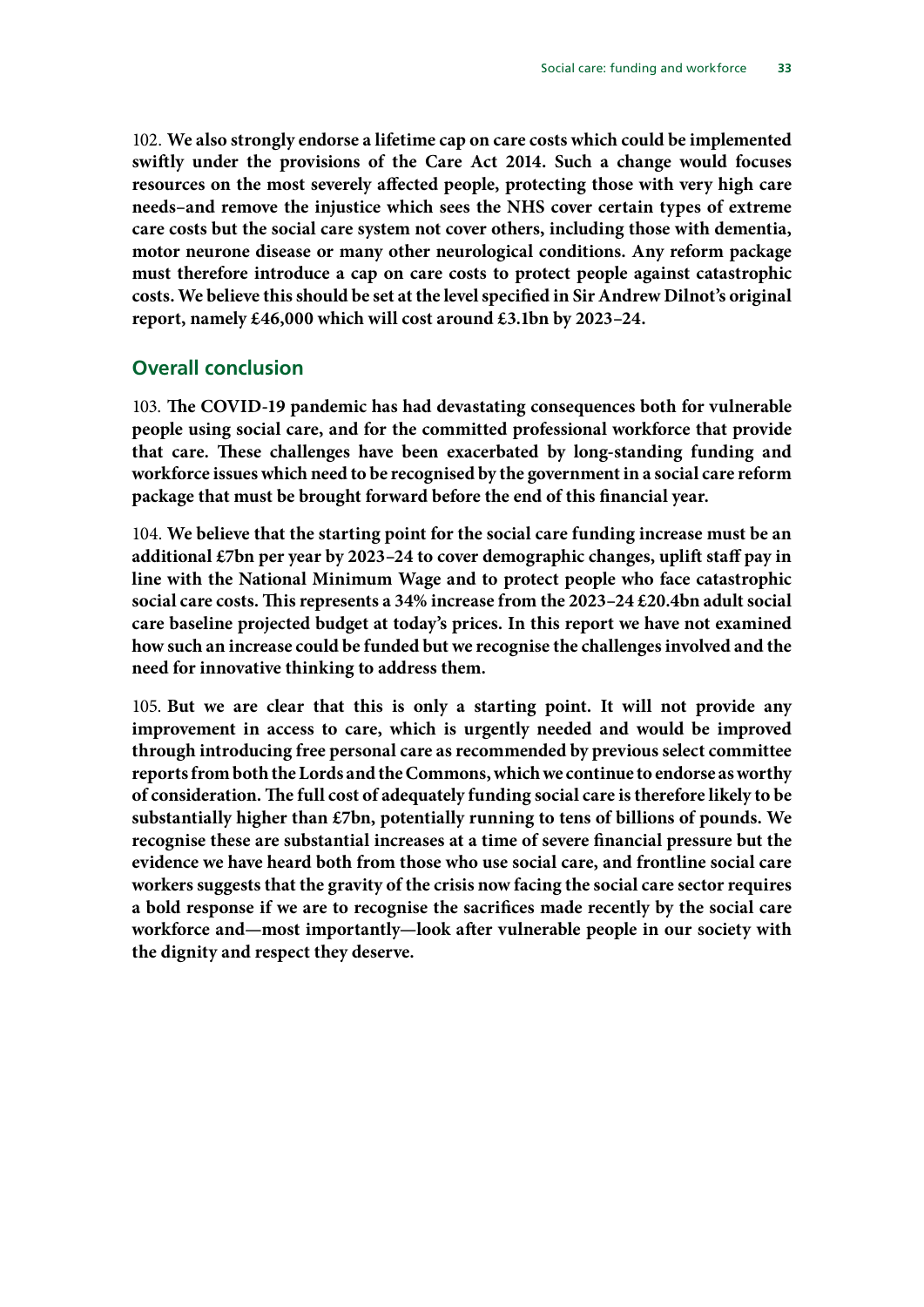102. **We also strongly endorse a lifetime cap on care costs which could be implemented swiftly under the provisions of the Care Act 2014. Such a change would focuses resources on the most severely affected people, protecting those with very high care needs–and remove the injustice which sees the NHS cover certain types of extreme care costs but the social care system not cover others, including those with dementia, motor neurone disease or many other neurological conditions. Any reform package must therefore introduce a cap on care costs to protect people against catastrophic costs. We believe this should be set at the level specified in Sir Andrew Dilnot's original report, namely £46,000 which will cost around £3.1bn by 2023–24.**

## Overall conclusion

103. **The COVID-19 pandemic has had devastating consequences both for vulnerable people using social care, and for the committed professional workforce that provide that care. These challenges have been exacerbated by long-standing funding and workforce issues which need to be recognised by the government in a social care reform package that must be brought forward before the end of this financial year.**

104. **We believe that the starting point for the social care funding increase must be an additional £7bn per year by 2023–24 to cover demographic changes, uplift staff pay in line with the National Minimum Wage and to protect people who face catastrophic social care costs. This represents a 34% increase from the 2023–24 £20.4bn adult social care baseline projected budget at today's prices. In this report we have not examined how such an increase could be funded but we recognise the challenges involved and the need for innovative thinking to address them.**

105. **But we are clear that this is only a starting point. It will not provide any improvement in access to care, which is urgently needed and would be improved through introducing free personal care as recommended by previous select committee reports from both the Lords and the Commons, which we continue to endorse as worthy of consideration. The full cost of adequately funding social care is therefore likely to be substantially higher than £7bn, potentially running to tens of billions of pounds. We recognise these are substantial increases at a time of severe financial pressure but the evidence we have heard both from those who use social care, and frontline social care workers suggests that the gravity of the crisis now facing the social care sector requires a bold response if we are to recognise the sacrifices made recently by the social care workforce and—most importantly—look after vulnerable people in our society with the dignity and respect they deserve.**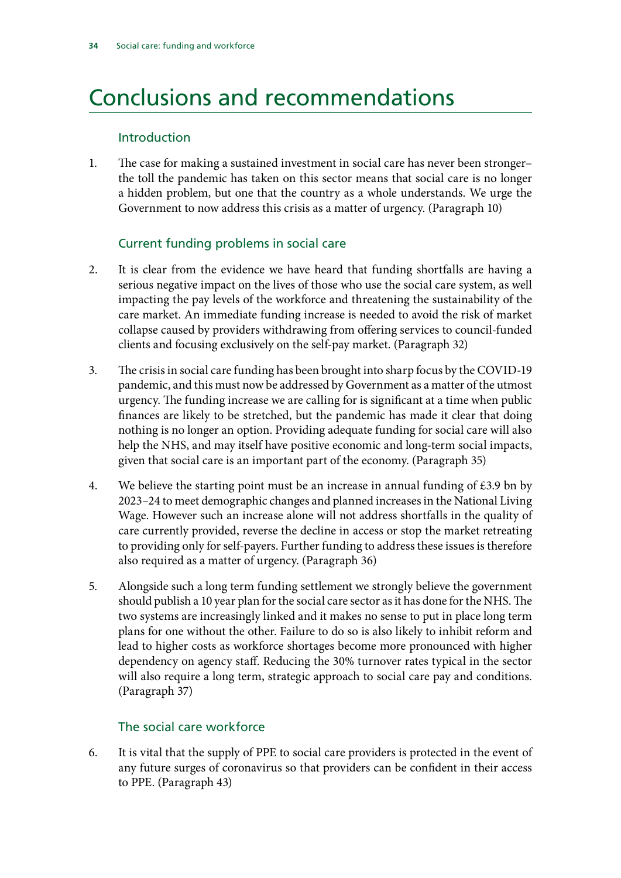# Conclusions and recommendations

## Introduction

1. The case for making a sustained investment in social care has never been stronger– the toll the pandemic has taken on this sector means that social care is no longer a hidden problem, but one that the country as a whole understands. We urge the Government to now address this crisis as a matter of urgency. (Paragraph 10)

## Current funding problems in social care

2. It is clear from the evidence we have heard that funding shortfalls are having a serious negative impact on the lives of those who use the social care system, as well impacting the pay levels of the workforce and threatening the sustainability of the care market. An immediate funding increase is needed to avoid the risk of market collapse caused by providers withdrawing from offering services to council-funded clients and focusing exclusively on the self-pay market. (Paragraph 32)

3. The crisis in social care funding has been brought into sharp focus by the COVID-19 pandemic, and this must now be addressed by Government as a matter of the utmost urgency. The funding increase we are calling for is significant at a time when public finances are likely to be stretched, but the pandemic has made it clear that doing nothing is no longer an option. Providing adequate funding for social care will also help the NHS, and may itself have positive economic and long-term social impacts, given that social care is an important part of the economy. (Paragraph 35)

4. We believe the starting point must be an increase in annual funding of £3.9 bn by 2023–24 to meet demographic changes and planned increases in the National Living Wage. However such an increase alone will not address shortfalls in the quality of care currently provided, reverse the decline in access or stop the market retreating to providing only for self-payers. Further funding to address these issues is therefore also required as a matter of urgency. (Paragraph 36)

5. Alongside such a long term funding settlement we strongly believe the government should publish a 10 year plan for the social care sector as it has done for the NHS. The two systems are increasingly linked and it makes no sense to put in place long term plans for one without the other. Failure to do so is also likely to inhibit reform and lead to higher costs as workforce shortages become more pronounced with higher dependency on agency staff. Reducing the 30% turnover rates typical in the sector will also require a long term, strategic approach to social care pay and conditions. (Paragraph 37)

## The social care workforce

6. It is vital that the supply of PPE to social care providers is protected in the event of any future surges of coronavirus so that providers can be confident in their access to PPE. (Paragraph 43)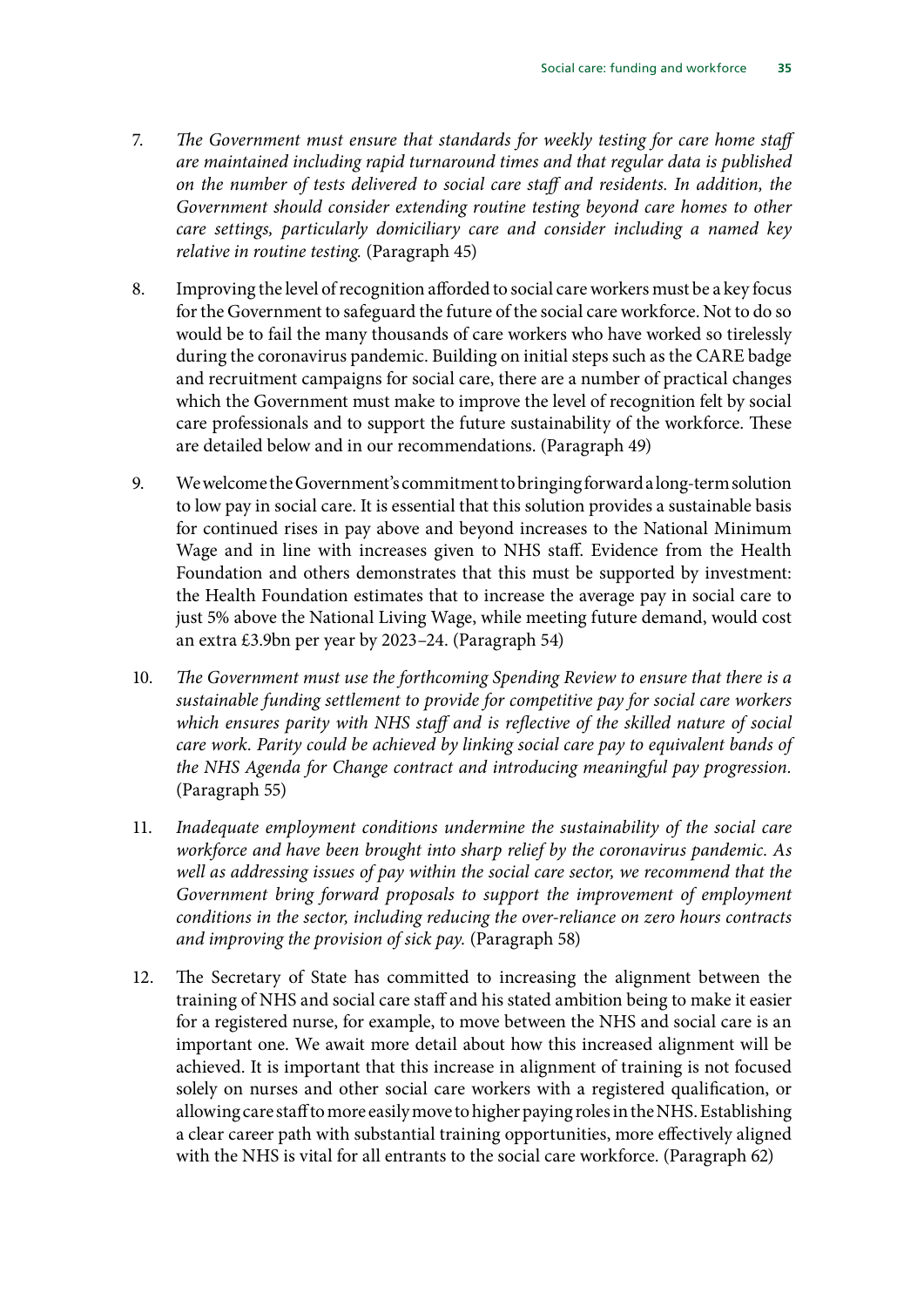7. *The Government must ensure that standards for weekly testing for care home staff are maintained including rapid turnaround times and that regular data is published on the number of tests delivered to social care staff and residents. In addition, the Government should consider extending routine testing beyond care homes to other care settings, particularly domiciliary care and consider including a named key relative in routine testing.* (Paragraph 45)

8. Improving the level of recognition afforded to social care workers must be a key focus for the Government to safeguard the future of the social care workforce. Not to do so would be to fail the many thousands of care workers who have worked so tirelessly during the coronavirus pandemic. Building on initial steps such as the CARE badge and recruitment campaigns for social care, there are a number of practical changes which the Government must make to improve the level of recognition felt by social care professionals and to support the future sustainability of the workforce. These are detailed below and in our recommendations. (Paragraph 49)

9. We welcome the Government's commitment to bringing forward a long-term solution to low pay in social care. It is essential that this solution provides a sustainable basis for continued rises in pay above and beyond increases to the National Minimum Wage and in line with increases given to NHS staff. Evidence from the Health Foundation and others demonstrates that this must be supported by investment: the Health Foundation estimates that to increase the average pay in social care to just 5% above the National Living Wage, while meeting future demand, would cost an extra £3.9bn per year by 2023–24. (Paragraph 54)

10. *The Government must use the forthcoming Spending Review to ensure that there is a sustainable funding settlement to provide for competitive pay for social care workers which ensures parity with NHS staff and is reflective of the skilled nature of social care work. Parity could be achieved by linking social care pay to equivalent bands of the NHS Agenda for Change contract and introducing meaningful pay progression.* (Paragraph 55)

11. *Inadequate employment conditions undermine the sustainability of the social care workforce and have been brought into sharp relief by the coronavirus pandemic. As well as addressing issues of pay within the social care sector, we recommend that the Government bring forward proposals to support the improvement of employment conditions in the sector, including reducing the over-reliance on zero hours contracts and improving the provision of sick pay.* (Paragraph 58)

12. The Secretary of State has committed to increasing the alignment between the training of NHS and social care staff and his stated ambition being to make it easier for a registered nurse, for example, to move between the NHS and social care is an important one. We await more detail about how this increased alignment will be achieved. It is important that this increase in alignment of training is not focused solely on nurses and other social care workers with a registered qualification, or allowing care staff to more easily move to higher paying roles in the NHS. Establishing a clear career path with substantial training opportunities, more effectively aligned with the NHS is vital for all entrants to the social care workforce. (Paragraph 62)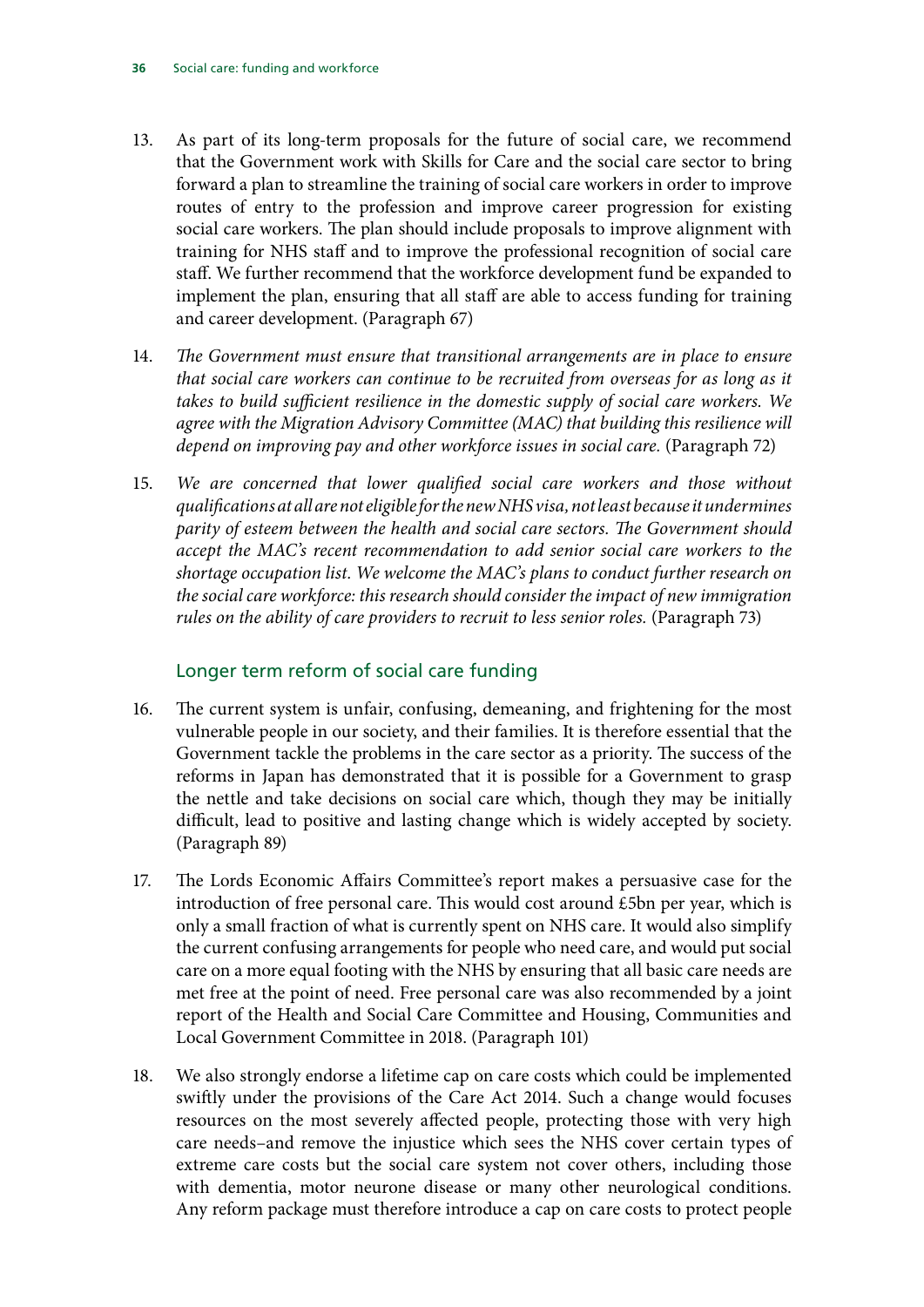13. As part of its long-term proposals for the future of social care, we recommend that the Government work with Skills for Care and the social care sector to bring forward a plan to streamline the training of social care workers in order to improve routes of entry to the profession and improve career progression for existing social care workers. The plan should include proposals to improve alignment with training for NHS staff and to improve the professional recognition of social care staff. We further recommend that the workforce development fund be expanded to implement the plan, ensuring that all staff are able to access funding for training and career development. (Paragraph 67)

14. *The Government must ensure that transitional arrangements are in place to ensure that social care workers can continue to be recruited from overseas for as long as it takes to build sufficient resilience in the domestic supply of social care workers. We agree with the Migration Advisory Committee (MAC) that building this resilience will depend on improving pay and other workforce issues in social care.* (Paragraph 72)

15. *We are concerned that lower qualified social care workers and those without qualifications at all are not eligible for the new NHS visa, not least because it undermines parity of esteem between the health and social care sectors. The Government should accept the MAC's recent recommendation to add senior social care workers to the shortage occupation list. We welcome the MAC's plans to conduct further research on the social care workforce: this research should consider the impact of new immigration rules on the ability of care providers to recruit to less senior roles.* (Paragraph 73)

### Longer term reform of social care funding

16. The current system is unfair, confusing, demeaning, and frightening for the most vulnerable people in our society, and their families. It is therefore essential that the Government tackle the problems in the care sector as a priority. The success of the reforms in Japan has demonstrated that it is possible for a Government to grasp the nettle and take decisions on social care which, though they may be initially difficult, lead to positive and lasting change which is widely accepted by society. (Paragraph 89)

17. The Lords Economic Affairs Committee's report makes a persuasive case for the introduction of free personal care. This would cost around £5bn per year, which is only a small fraction of what is currently spent on NHS care. It would also simplify the current confusing arrangements for people who need care, and would put social care on a more equal footing with the NHS by ensuring that all basic care needs are met free at the point of need. Free personal care was also recommended by a joint report of the Health and Social Care Committee and Housing, Communities and Local Government Committee in 2018. (Paragraph 101)

18. We also strongly endorse a lifetime cap on care costs which could be implemented swiftly under the provisions of the Care Act 2014. Such a change would focuses resources on the most severely affected people, protecting those with very high care needs–and remove the injustice which sees the NHS cover certain types of extreme care costs but the social care system not cover others, including those with dementia, motor neurone disease or many other neurological conditions. Any reform package must therefore introduce a cap on care costs to protect people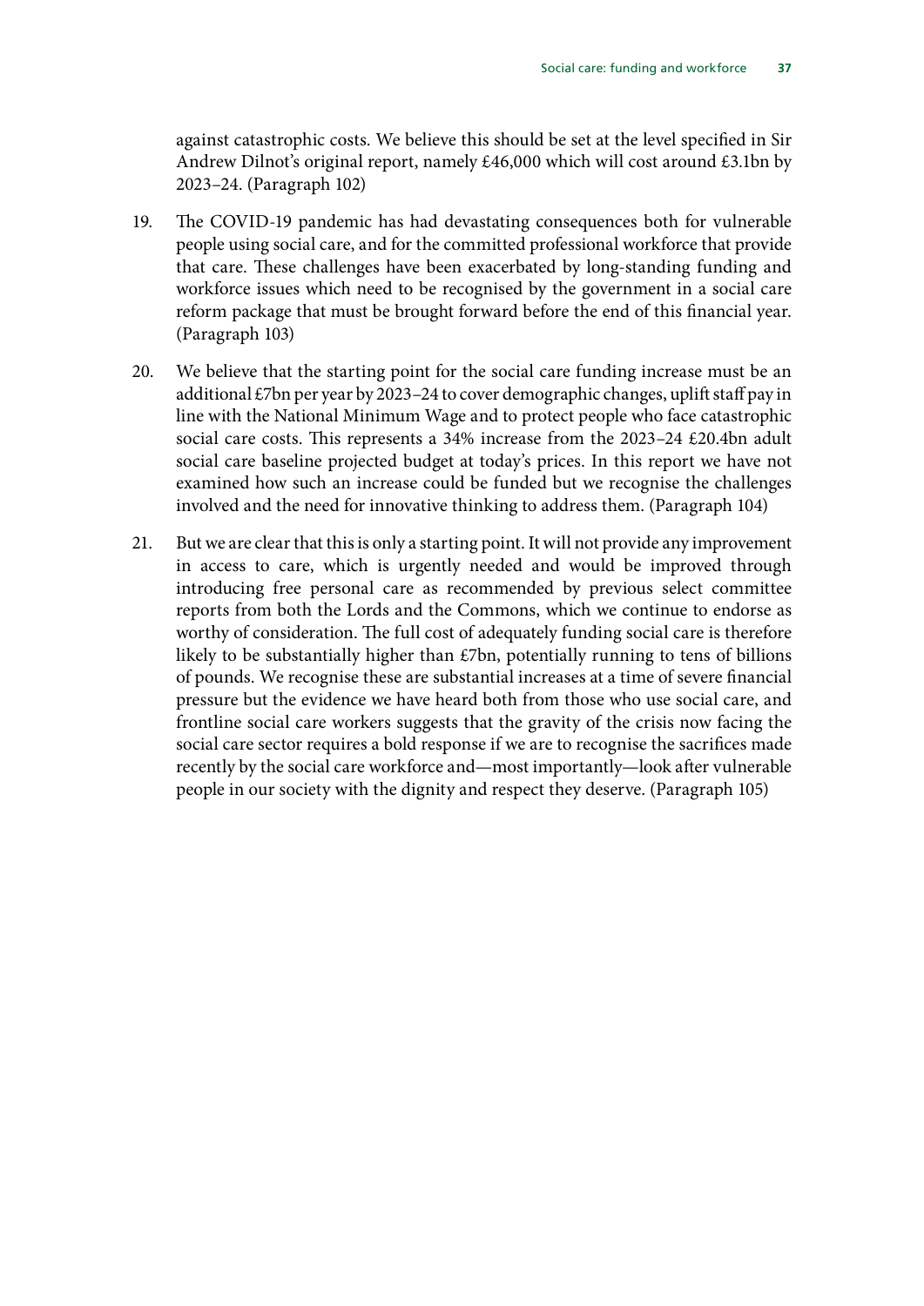against catastrophic costs. We believe this should be set at the level specified in Sir Andrew Dilnot's original report, namely £46,000 which will cost around £3.1bn by 2023–24. (Paragraph 102)

19. The COVID-19 pandemic has had devastating consequences both for vulnerable people using social care, and for the committed professional workforce that provide that care. These challenges have been exacerbated by long-standing funding and workforce issues which need to be recognised by the government in a social care reform package that must be brought forward before the end of this financial year. (Paragraph 103)

20. We believe that the starting point for the social care funding increase must be an additional £7bn per year by 2023–24 to cover demographic changes, uplift staff pay in line with the National Minimum Wage and to protect people who face catastrophic social care costs. This represents a 34% increase from the 2023–24 £20.4bn adult social care baseline projected budget at today's prices. In this report we have not examined how such an increase could be funded but we recognise the challenges involved and the need for innovative thinking to address them. (Paragraph 104)

21. But we are clear that this is only a starting point. It will not provide any improvement in access to care, which is urgently needed and would be improved through introducing free personal care as recommended by previous select committee reports from both the Lords and the Commons, which we continue to endorse as worthy of consideration. The full cost of adequately funding social care is therefore likely to be substantially higher than £7bn, potentially running to tens of billions of pounds. We recognise these are substantial increases at a time of severe financial pressure but the evidence we have heard both from those who use social care, and frontline social care workers suggests that the gravity of the crisis now facing the social care sector requires a bold response if we are to recognise the sacrifices made recently by the social care workforce and—most importantly—look after vulnerable people in our society with the dignity and respect they deserve. (Paragraph 105)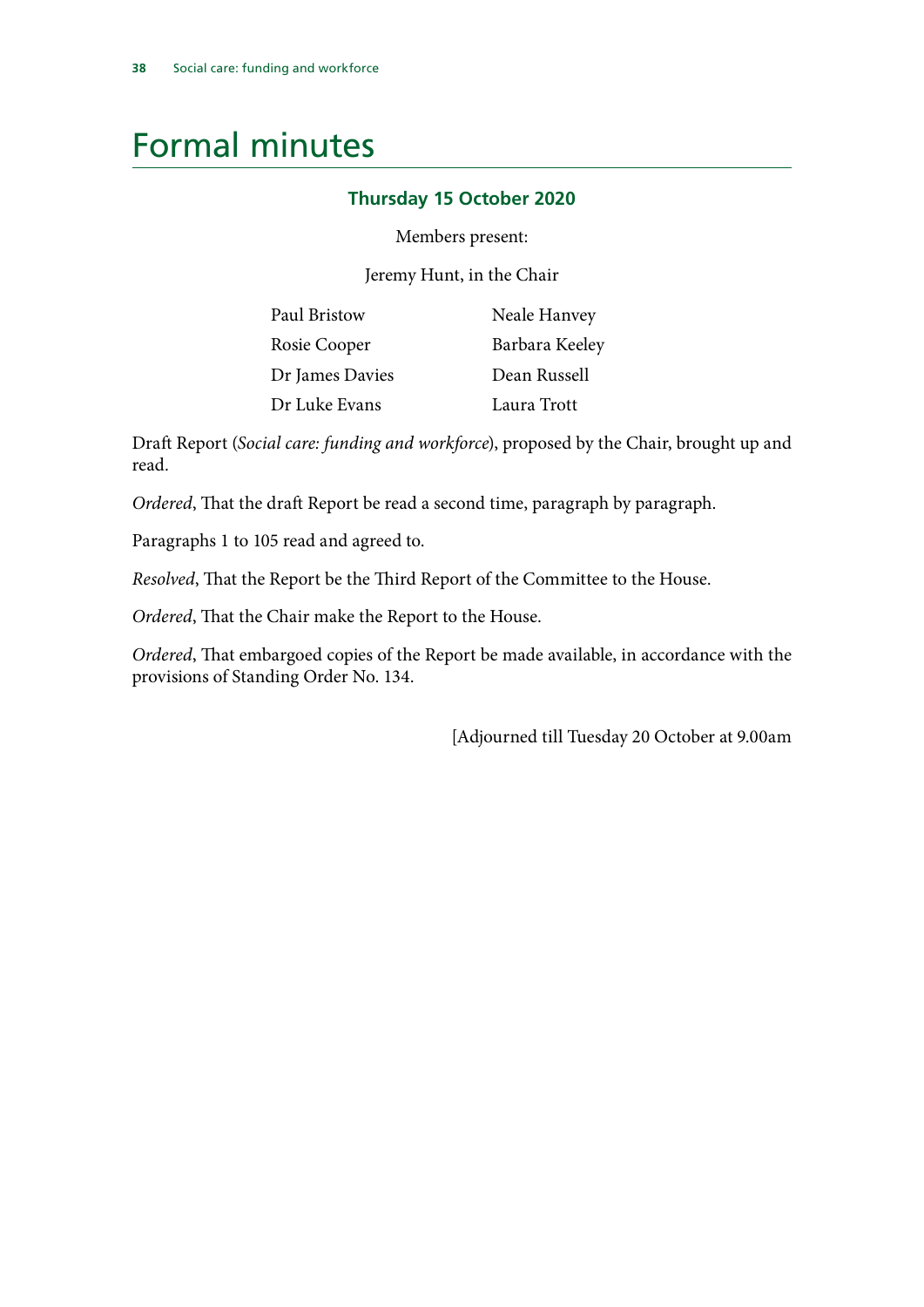# Formal minutes

### Thursday 15 October 2020

Members present:

Jeremy Hunt, in the Chair

| | |
|---|---|
| Paul Bristow | Neale Hanvey |
| Rosie Cooper | Barbara Keeley |
| Dr James Davies | Dean Russell |
| Dr Luke Evans | Laura Trott |

Draft Report (*Social care: funding and workforce*), proposed by the Chair, brought up and read.

*Ordered*, That the draft Report be read a second time, paragraph by paragraph.

Paragraphs 1 to 105 read and agreed to.

*Resolved*, That the Report be the Third Report of the Committee to the House.

*Ordered*, That the Chair make the Report to the House.

*Ordered*, That embargoed copies of the Report be made available, in accordance with the provisions of Standing Order No. 134.

[Adjourned till Tuesday 20 October at 9.00am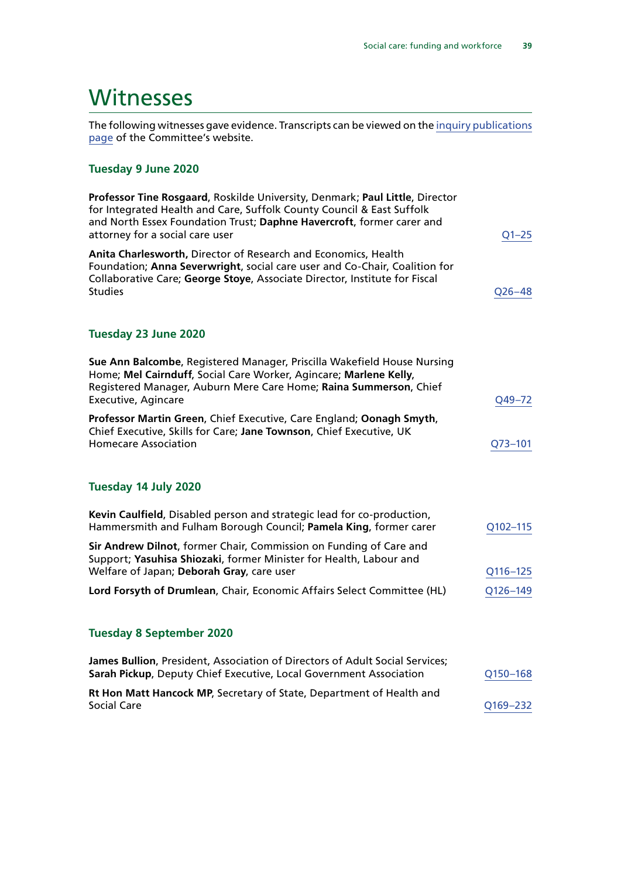# Witnesses

The following witnesses gave evidence. Transcripts can be viewed on the inquiry publications page of the Committee's website.

### Tuesday 9 June 2020

**Professor Tine Rosgaard**, Roskilde University, Denmark; **Paul Little**, Director for Integrated Health and Care, Suffolk County Council & East Suffolk and North Essex Foundation Trust; **Daphne Havercroft**, former carer and attorney for a social care user — Q1–25

**Anita Charlesworth,** Director of Research and Economics, Health Foundation; **Anna Severwright**, social care user and Co-Chair, Coalition for Collaborative Care; **George Stoye**, Associate Director, Institute for Fiscal Studies — Q26–48

### Tuesday 23 June 2020

**Sue Ann Balcombe**, Registered Manager, Priscilla Wakefield House Nursing Home; **Mel Cairnduff**, Social Care Worker, Agincare; **Marlene Kelly**, Registered Manager, Auburn Mere Care Home; **Raina Summerson**, Chief Executive, Agincare — Q49–72

**Professor Martin Green**, Chief Executive, Care England; **Oonagh Smyth**, Chief Executive, Skills for Care; **Jane Townson**, Chief Executive, UK Homecare Association — Q73–101

### Tuesday 14 July 2020

**Kevin Caulfield**, Disabled person and strategic lead for co-production, Hammersmith and Fulham Borough Council; **Pamela King**, former carer — Q102–115

**Sir Andrew Dilnot**, former Chair, Commission on Funding of Care and Support; **Yasuhisa Shiozaki**, former Minister for Health, Labour and Welfare of Japan; **Deborah Gray**, care user — Q116–125

**Lord Forsyth of Drumlean**, Chair, Economic Affairs Select Committee (HL) — Q126–149

### Tuesday 8 September 2020

**James Bullion**, President, Association of Directors of Adult Social Services; **Sarah Pickup**, Deputy Chief Executive, Local Government Association — Q150–168

**Rt Hon Matt Hancock MP**, Secretary of State, Department of Health and Social Care — Q169–232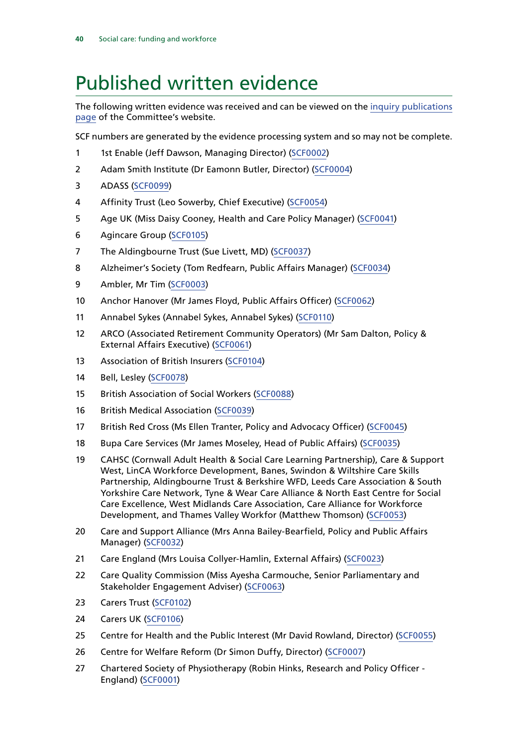# Published written evidence

The following written evidence was received and can be viewed on the [inquiry publications page](#) of the Committee's website.

SCF numbers are generated by the evidence processing system and so may not be complete.

1. 1st Enable (Jeff Dawson, Managing Director) (SCF0002)
2. Adam Smith Institute (Dr Eamonn Butler, Director) (SCF0004)
3. ADASS (SCF0099)
4. Affinity Trust (Leo Sowerby, Chief Executive) (SCF0054)
5. Age UK (Miss Daisy Cooney, Health and Care Policy Manager) (SCF0041)
6. Agincare Group (SCF0105)
7. The Aldingbourne Trust (Sue Livett, MD) (SCF0037)
8. Alzheimer's Society (Tom Redfearn, Public Affairs Manager) (SCF0034)
9. Ambler, Mr Tim (SCF0003)
10. Anchor Hanover (Mr James Floyd, Public Affairs Officer) (SCF0062)
11. Annabel Sykes (Annabel Sykes, Annabel Sykes) (SCF0110)
12. ARCO (Associated Retirement Community Operators) (Mr Sam Dalton, Policy & External Affairs Executive) (SCF0061)
13. Association of British Insurers (SCF0104)
14. Bell, Lesley (SCF0078)
15. British Association of Social Workers (SCF0088)
16. British Medical Association (SCF0039)
17. British Red Cross (Ms Ellen Tranter, Policy and Advocacy Officer) (SCF0045)
18. Bupa Care Services (Mr James Moseley, Head of Public Affairs) (SCF0035)
19. CAHSC (Cornwall Adult Health & Social Care Learning Partnership), Care & Support West, LinCA Workforce Development, Banes, Swindon & Wiltshire Care Skills Partnership, Aldingbourne Trust & Berkshire WFD, Leeds Care Association & South Yorkshire Care Network, Tyne & Wear Care Alliance & North East Centre for Social Care Excellence, West Midlands Care Association, Care Alliance for Workforce Development, and Thames Valley Workfor (Matthew Thomson) (SCF0053)
20. Care and Support Alliance (Mrs Anna Bailey-Bearfield, Policy and Public Affairs Manager) (SCF0032)
21. Care England (Mrs Louisa Collyer-Hamlin, External Affairs) (SCF0023)
22. Care Quality Commission (Miss Ayesha Carmouche, Senior Parliamentary and Stakeholder Engagement Adviser) (SCF0063)
23. Carers Trust (SCF0102)
24. Carers UK (SCF0106)
25. Centre for Health and the Public Interest (Mr David Rowland, Director) (SCF0055)
26. Centre for Welfare Reform (Dr Simon Duffy, Director) (SCF0007)
27. Chartered Society of Physiotherapy (Robin Hinks, Research and Policy Officer - England) (SCF0001)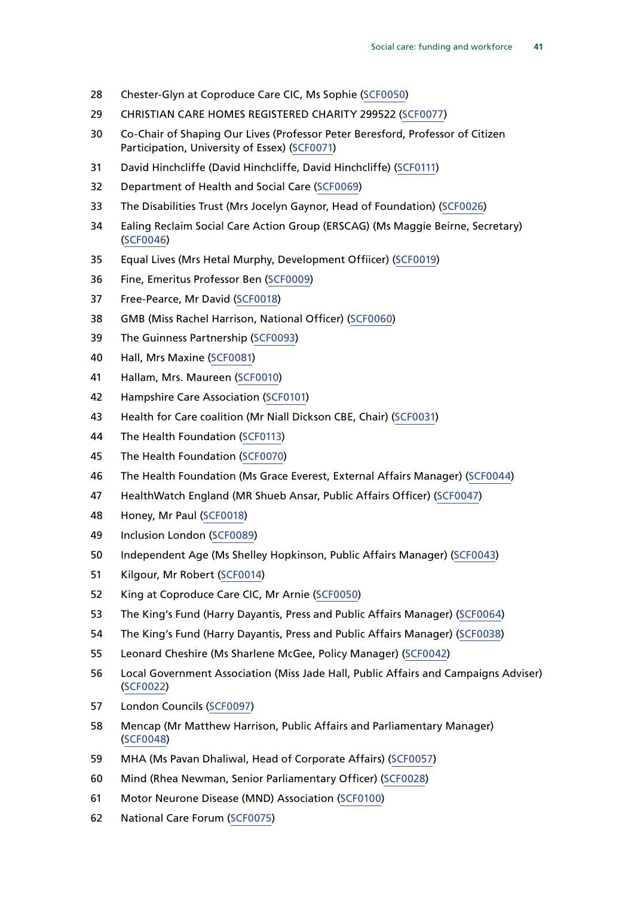28 Chester-Glyn at Coproduce Care CIC, Ms Sophie (SCF0050)

29 CHRISTIAN CARE HOMES REGISTERED CHARITY 299522 (SCF0077)

30 Co-Chair of Shaping Our Lives (Professor Peter Beresford, Professor of Citizen Participation, University of Essex) (SCF0071)

31 David Hinchcliffe (David Hinchcliffe, David Hinchcliffe) (SCF0111)

32 Department of Health and Social Care (SCF0069)

33 The Disabilities Trust (Mrs Jocelyn Gaynor, Head of Foundation) (SCF0026)

34 Ealing Reclaim Social Care Action Group (ERSCAG) (Ms Maggie Beirne, Secretary) (SCF0046)

35 Equal Lives (Mrs Hetal Murphy, Development Offiicer) (SCF0019)

36 Fine, Emeritus Professor Ben (SCF0009)

37 Free-Pearce, Mr David (SCF0018)

38 GMB (Miss Rachel Harrison, National Officer) (SCF0060)

39 The Guinness Partnership (SCF0093)

40 Hall, Mrs Maxine (SCF0081)

41 Hallam, Mrs. Maureen (SCF0010)

42 Hampshire Care Association (SCF0101)

43 Health for Care coalition (Mr Niall Dickson CBE, Chair) (SCF0031)

44 The Health Foundation (SCF0113)

45 The Health Foundation (SCF0070)

46 The Health Foundation (Ms Grace Everest, External Affairs Manager) (SCF0044)

47 HealthWatch England (MR Shueb Ansar, Public Affairs Officer) (SCF0047)

48 Honey, Mr Paul (SCF0018)

49 Inclusion London (SCF0089)

50 Independent Age (Ms Shelley Hopkinson, Public Affairs Manager) (SCF0043)

51 Kilgour, Mr Robert (SCF0014)

52 King at Coproduce Care CIC, Mr Arnie (SCF0050)

53 The King's Fund (Harry Dayantis, Press and Public Affairs Manager) (SCF0064)

54 The King's Fund (Harry Dayantis, Press and Public Affairs Manager) (SCF0038)

55 Leonard Cheshire (Ms Sharlene McGee, Policy Manager) (SCF0042)

56 Local Government Association (Miss Jade Hall, Public Affairs and Campaigns Adviser) (SCF0022)

57 London Councils (SCF0097)

58 Mencap (Mr Matthew Harrison, Public Affairs and Parliamentary Manager) (SCF0048)

59 MHA (Ms Pavan Dhaliwal, Head of Corporate Affairs) (SCF0057)

60 Mind (Rhea Newman, Senior Parliamentary Officer) (SCF0028)

61 Motor Neurone Disease (MND) Association (SCF0100)

62 National Care Forum (SCF0075)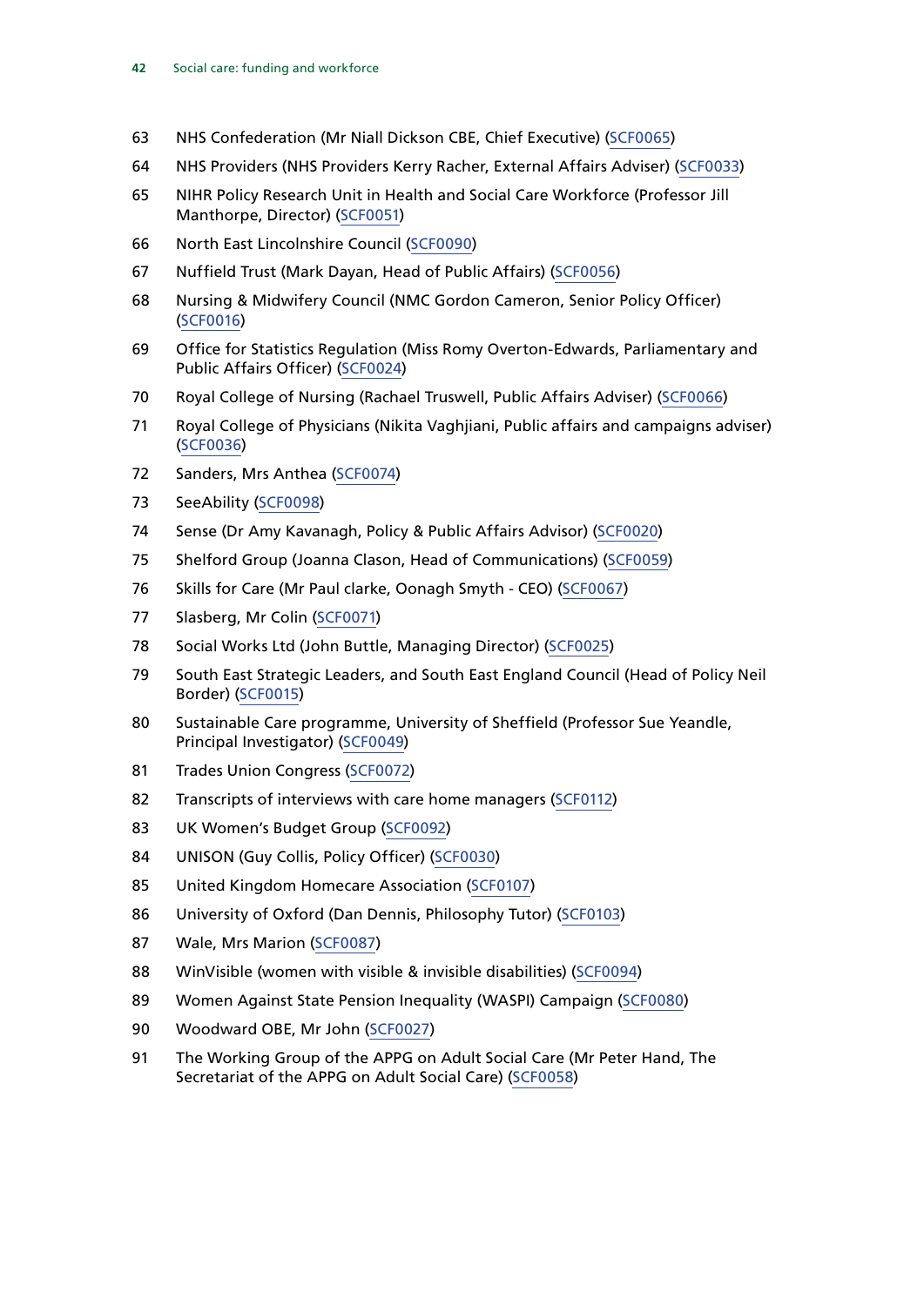63 NHS Confederation (Mr Niall Dickson CBE, Chief Executive) (SCF0065)

64 NHS Providers (NHS Providers Kerry Racher, External Affairs Adviser) (SCF0033)

65 NIHR Policy Research Unit in Health and Social Care Workforce (Professor Jill Manthorpe, Director) (SCF0051)

66 North East Lincolnshire Council (SCF0090)

67 Nuffield Trust (Mark Dayan, Head of Public Affairs) (SCF0056)

68 Nursing & Midwifery Council (NMC Gordon Cameron, Senior Policy Officer) (SCF0016)

69 Office for Statistics Regulation (Miss Romy Overton-Edwards, Parliamentary and Public Affairs Officer) (SCF0024)

70 Royal College of Nursing (Rachael Truswell, Public Affairs Adviser) (SCF0066)

71 Royal College of Physicians (Nikita Vaghjiani, Public affairs and campaigns adviser) (SCF0036)

72 Sanders, Mrs Anthea (SCF0074)

73 SeeAbility (SCF0098)

74 Sense (Dr Amy Kavanagh, Policy & Public Affairs Advisor) (SCF0020)

75 Shelford Group (Joanna Clason, Head of Communications) (SCF0059)

76 Skills for Care (Mr Paul clarke, Oonagh Smyth - CEO) (SCF0067)

77 Slasberg, Mr Colin (SCF0071)

78 Social Works Ltd (John Buttle, Managing Director) (SCF0025)

79 South East Strategic Leaders, and South East England Council (Head of Policy Neil Border) (SCF0015)

80 Sustainable Care programme, University of Sheffield (Professor Sue Yeandle, Principal Investigator) (SCF0049)

81 Trades Union Congress (SCF0072)

82 Transcripts of interviews with care home managers (SCF0112)

83 UK Women's Budget Group (SCF0092)

84 UNISON (Guy Collis, Policy Officer) (SCF0030)

85 United Kingdom Homecare Association (SCF0107)

86 University of Oxford (Dan Dennis, Philosophy Tutor) (SCF0103)

87 Wale, Mrs Marion (SCF0087)

88 WinVisible (women with visible & invisible disabilities) (SCF0094)

89 Women Against State Pension Inequality (WASPI) Campaign (SCF0080)

90 Woodward OBE, Mr John (SCF0027)

91 The Working Group of the APPG on Adult Social Care (Mr Peter Hand, The Secretariat of the APPG on Adult Social Care) (SCF0058)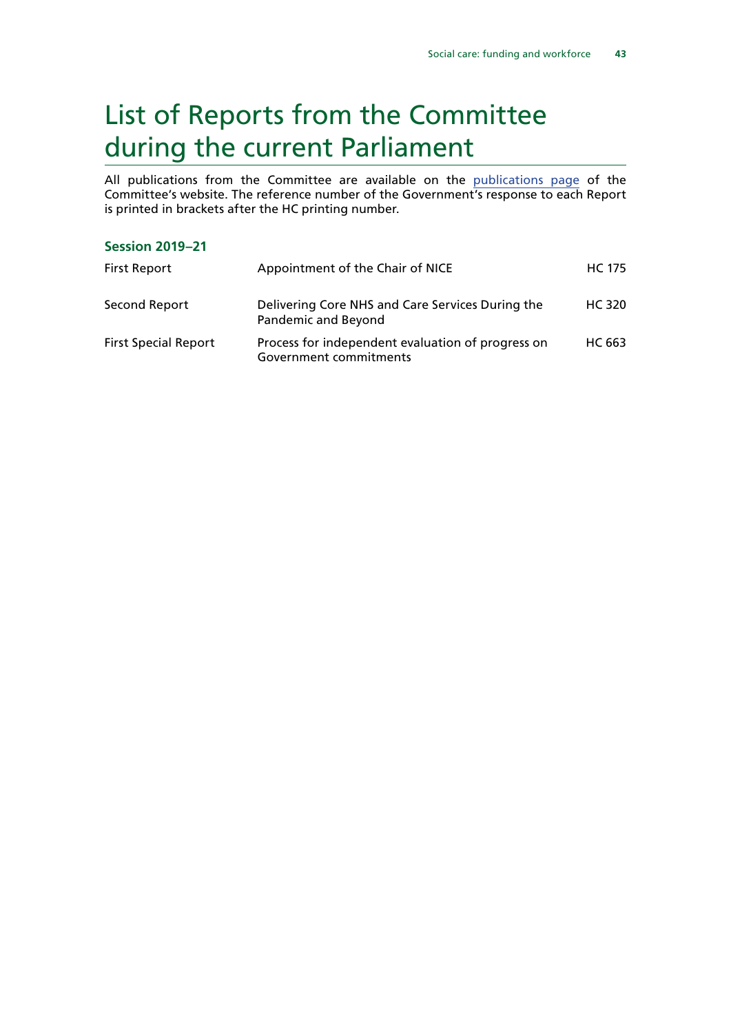# List of Reports from the Committee during the current Parliament

All publications from the Committee are available on the publications page of the Committee's website. The reference number of the Government's response to each Report is printed in brackets after the HC printing number.

### Session 2019–21

| | | |
|---|---|---|
| First Report | Appointment of the Chair of NICE | HC 175 |
| Second Report | Delivering Core NHS and Care Services During the Pandemic and Beyond | HC 320 |
| First Special Report | Process for independent evaluation of progress on Government commitments | HC 663 |